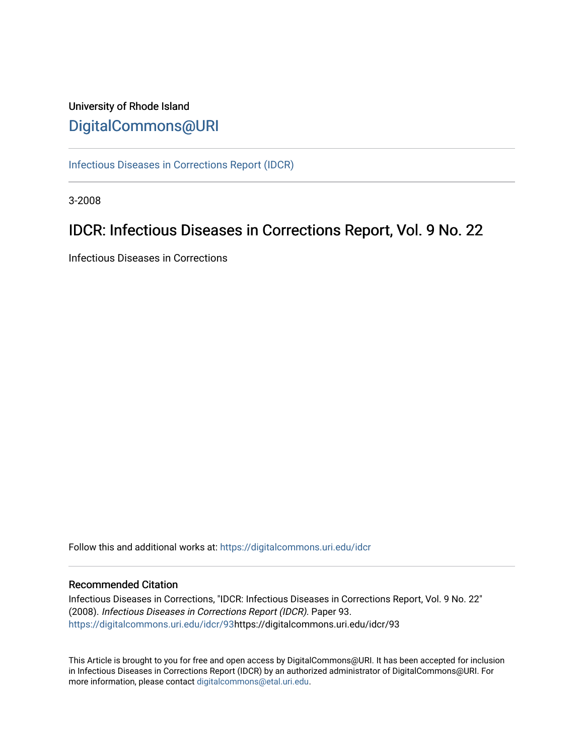University of Rhode Island

# DigitalCommons@URI

Infectious Diseases in Corrections Report (IDCR)

3-2008

## IDCR: Infectious Diseases in Corrections Report, Vol. 9 No. 22

Infectious Diseases in Corrections

Follow this and additional works at: https://digitalcommons.uri.edu/idcr

### Recommended Citation

Infectious Diseases in Corrections, "IDCR: Infectious Diseases in Corrections Report, Vol. 9 No. 22" (2008). *Infectious Diseases in Corrections Report (IDCR).* Paper 93.
https://digitalcommons.uri.edu/idcr/93https://digitalcommons.uri.edu/idcr/93

This Article is brought to you for free and open access by DigitalCommons@URI. It has been accepted for inclusion in Infectious Diseases in Corrections Report (IDCR) by an authorized administrator of DigitalCommons@URI. For more information, please contact digitalcommons@etal.uri.edu.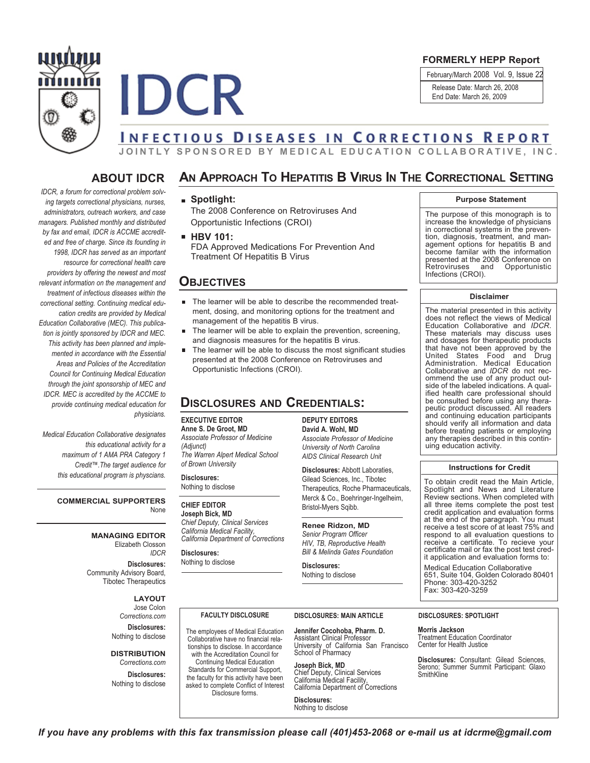**FORMERLY HEPP Report**

February/March 2008 Vol. 9, Issue 22

Release Date: March 26, 2008
End Date: March 26, 2009

# IDCR

## INFECTIOUS DISEASES IN CORRECTIONS REPORT

JOINTLY SPONSORED BY MEDICAL EDUCATION COLLABORATIVE, INC.

## ABOUT IDCR

*IDCR, a forum for correctional problem solving targets correctional physicians, nurses, administrators, outreach workers, and case managers. Published monthly and distributed by fax and email, IDCR is ACCME accredited and free of charge. Since its founding in 1998, IDCR has served as an important resource for correctional health care providers by offering the newest and most relevant information on the management and treatment of infectious diseases within the correctional setting. Continuing medical education credits are provided by Medical Education Collaborative (MEC). This publication is jointly sponsored by IDCR and MEC. This activity has been planned and implemented in accordance with the Essential Areas and Policies of the Accreditation Council for Continuing Medical Education through the joint sponsorship of MEC and IDCR. MEC is accredited by the ACCME to provide continuing medical education for physicians.*

*Medical Education Collaborative designates this educational activity for a maximum of 1 AMA PRA Category 1 Credit™. The target audience for this educational program is physcians.*

**COMMERCIAL SUPPORTERS**
None

**MANAGING EDITOR**
Elizabeth Closson
*IDCR*

**Disclosures:**
Community Advisory Board, Tibotec Therapeutics

**LAYOUT**
Jose Colon
*Corrections.com*

**Disclosures:**
Nothing to disclose

**DISTRIBUTION**
*Corrections.com*

**Disclosures:**
Nothing to disclose

## AN APPROACH TO HEPATITIS B VIRUS IN THE CORRECTIONAL SETTING

- **Spotlight:**
  The 2008 Conference on Retroviruses And Opportunistic Infections (CROI)
- **HBV 101:**
  FDA Approved Medications For Prevention And Treatment Of Hepatitis B Virus

## OBJECTIVES

- The learner will be able to describe the recommended treatment, dosing, and monitoring options for the treatment and management of the hepatitis B virus.
- The learner will be able to explain the prevention, screening, and diagnosis measures for the hepatitis B virus.
- The learner will be able to discuss the most significant studies presented at the 2008 Conference on Retroviruses and Opportunistic Infections (CROI).

## DISCLOSURES AND CREDENTIALS:

**EXECUTIVE EDITOR**
**Anne S. De Groot, MD**
*Associate Professor of Medicine (Adjunct)*
*The Warren Alpert Medical School of Brown University*

**Disclosures:**
Nothing to disclose

**CHIEF EDITOR**
**Joseph Bick, MD**
*Chief Deputy, Clinical Services*
*California Medical Facility,*
*California Department of Corrections*

**Disclosures:**
Nothing to disclose

**DEPUTY EDITORS**
**David A. Wohl, MD**
*Associate Professor of Medicine*
*University of North Carolina*
*AIDS Clinical Research Unit*

**Disclosures:** Abbott Laboraties, Gilead Sciences, Inc., Tibotec Therapeutics, Roche Pharmaceuticals, Merck & Co., Boehringer-Ingelheim, Bristol-Myers Sqibb.

**Renee Ridzon, MD**
*Senior Program Officer*
*HIV, TB, Reproductive Health*
*Bill & Melinda Gates Foundation*

**Disclosures:**
Nothing to disclose

### Purpose Statement

The purpose of this monograph is to increase the knowledge of physicians in correctional systems in the prevention, diagnosis, treatment, and management options for hepatitis B and become familar with the information presented at the 2008 Conference on Retroviruses and Opportunistic Infections (CROI).

### Disclaimer

The material presented in this activity does not reflect the views of Medical Education Collaborative and *IDCR*. These materials may discuss uses and dosages for therapeutic products that have not been approved by the United States Food and Drug Administration. Medical Education Collaborative and *IDCR* do not recommend the use of any product outside of the labeled indications. A qualified health care professional should be consulted before using any therapeutic product discussed. All readers and continuing education participants should verify all information and data before treating patients or employing any therapies described in this continuing education activity.

### Instructions for Credit

To obtain credit read the Main Article, Spotlight and News and Literature Review sections. When completed with all three items complete the post test credit application and evaluation forms at the end of the paragraph. You must receive a test score of at least 75% and respond to all evaluation questions to receive a certificate. To receive your certificate mail or fax the post test credit application and evaluation forms to:

Medical Education Collaborative
651, Suite 104, Golden Colorado 80401
Phone: 303-420-3252
Fax: 303-420-3259

**FACULTY DISCLOSURE**

The employees of Medical Education Collaborative have no financial relationships to disclose. In accordance with the Accreditation Council for Continuing Medical Education Standards for Commercial Support, the faculty for this activity have been asked to complete Conflict of Interest Disclosure forms.

**DISCLOSURES: MAIN ARTICLE**

**Jennifer Cocohoba, Pharm. D.**
Assistant Clinical Professor
University of California San Francisco School of Pharmacy

**Joseph Bick, MD**
Chief Deputy, Clinical Services
California Medical Facility,
California Department of Corrections

**Disclosures:**
Nothing to disclose

**DISCLOSURES: SPOTLIGHT**

**Morris Jackson**
Treatment Education Coordinator
Center for Health Justice

**Disclosures:** Consultant: Gilead Sciences, Serono; Summer Summit Participant: Glaxo SmithKline

***If you have any problems with this fax transmission please call (401)453-2068 or e-mail us at idcrme@gmail.com***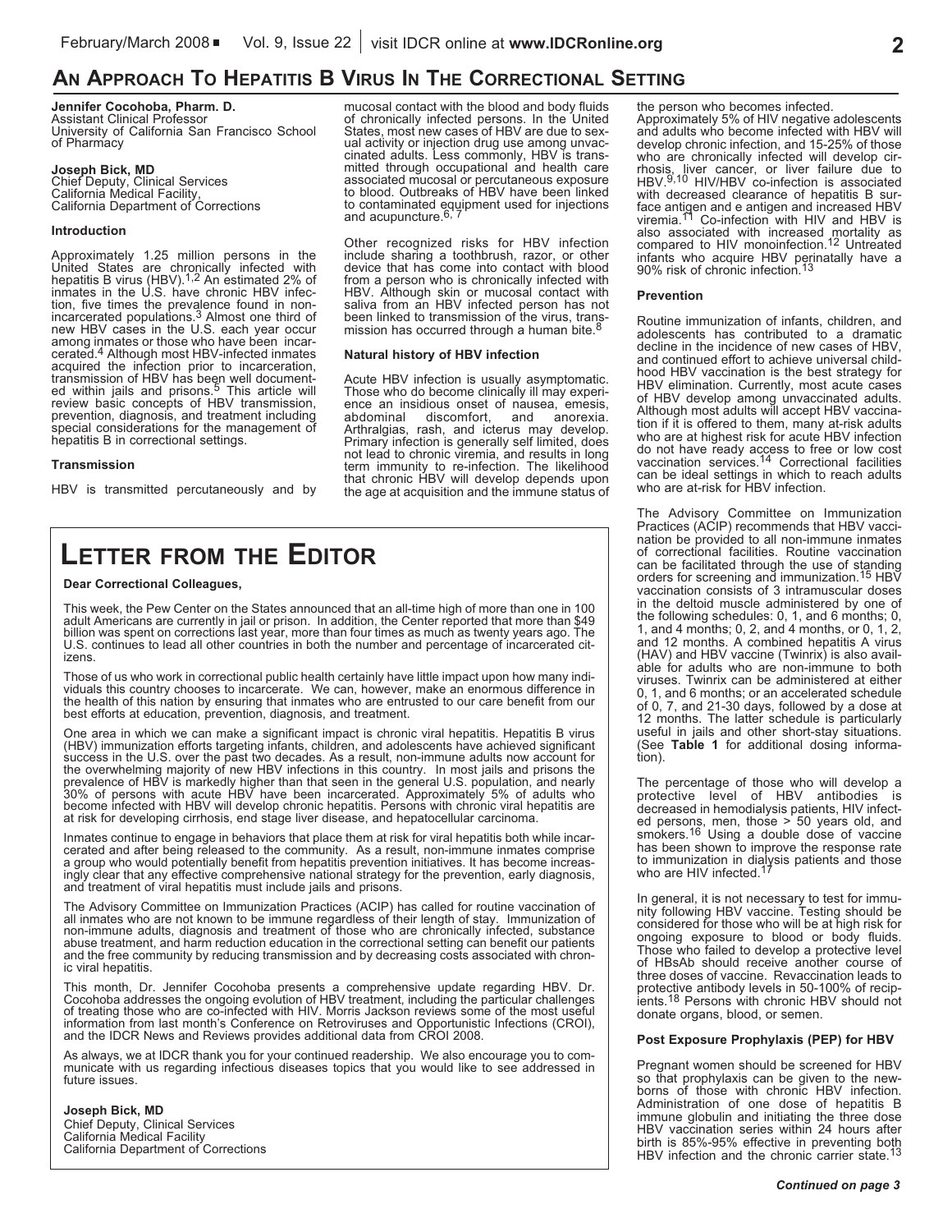## AN APPROACH TO HEPATITIS B VIRUS IN THE CORRECTIONAL SETTING

**Jennifer Cocohoba, Pharm. D.**
Assistant Clinical Professor
University of California San Francisco School of Pharmacy

**Joseph Bick, MD**
Chief Deputy, Clinical Services
California Medical Facility,
California Department of Corrections

### Introduction

Approximately 1.25 million persons in the United States are chronically infected with hepatitis B virus (HBV).[1,2] An estimated 2% of inmates in the U.S. have chronic HBV infection, five times the prevalence found in non-incarcerated populations.[3] Almost one third of new HBV cases in the U.S. each year occur among inmates or those who have been incarcerated.[4] Although most HBV-infected inmates acquired the infection prior to incarceration, transmission of HBV has been well documented within jails and prisons.[5] This article will review basic concepts of HBV transmission, prevention, diagnosis, and treatment including special considerations for the management of hepatitis B in correctional settings.

### Transmission

HBV is transmitted percutaneously and by mucosal contact with the blood and body fluids of chronically infected persons. In the United States, most new cases of HBV are due to sexual activity or injection drug use among unvaccinated adults. Less commonly, HBV is transmitted through occupational and health care associated mucosal or percutaneous exposure to blood. Outbreaks of HBV have been linked to contaminated equipment used for injections and acupuncture.[6, 7]

Other recognized risks for HBV infection include sharing a toothbrush, razor, or other device that has come into contact with blood from a person who is chronically infected with HBV. Although skin or mucosal contact with saliva from an HBV infected person has not been linked to transmission of the virus, transmission has occurred through a human bite.[8]

### Natural history of HBV infection

Acute HBV infection is usually asymptomatic. Those who do become clinically ill may experience an insidious onset of nausea, emesis, abdominal discomfort, and anorexia. Arthralgias, rash, and icterus may develop. Primary infection is generally self limited, does not lead to chronic viremia, and results in long term immunity to re-infection. The likelihood that chronic HBV will develop depends upon the age at acquisition and the immune status of the person who becomes infected. Approximately 5% of HIV negative adolescents and adults who become infected with HBV will develop chronic infection, and 15-25% of those who are chronically infected will develop cirrhosis, liver cancer, or liver failure due to HBV.[9,10] HIV/HBV co-infection is associated with decreased clearance of hepatitis B surface antigen and e antigen and increased HBV viremia.[11] Co-infection with HIV and HBV is also associated with increased mortality as compared to HIV monoinfection.[12] Untreated infants who acquire HBV perinatally have a 90% risk of chronic infection.[13]

### Prevention

Routine immunization of infants, children, and adolescents has contributed to a dramatic decline in the incidence of new cases of HBV, and continued effort to achieve universal childhood HBV vaccination is the best strategy for HBV elimination. Currently, most acute cases of HBV develop among unvaccinated adults. Although most adults will accept HBV vaccination if it is offered to them, many at-risk adults who are at highest risk for acute HBV infection do not have ready access to free or low cost vaccination services.[14] Correctional facilities can be ideal settings in which to reach adults who are at-risk for HBV infection.

The Advisory Committee on Immunization Practices (ACIP) recommends that HBV vaccination be provided to all non-immune inmates of correctional facilities. Routine vaccination can be facilitated through the use of standing orders for screening and immunization.[15] HBV vaccination consists of 3 intramuscular doses in the deltoid muscle administered by one of the following schedules: 0, 1, and 6 months; 0, 1, and 4 months; or 0, 2, and 4 months, or 0, 1, 2, and 12 months. A combined hepatitis A virus (HAV) and HBV vaccine (Twinrix) is also available for adults who are non-immune to both viruses. Twinrix can be administered at either 0, 1, and 6 months; or an accelerated schedule of 0, 7, and 21-30 days, followed by a dose at 12 months. The latter schedule is particularly useful in jails and other short-stay situations. (See **Table 1** for additional dosing information).

The percentage of those who will develop a protective level of HBV antibodies is decreased in hemodialysis patients, HIV infected persons, men, those > 50 years old, and smokers.[16] Using a double dose of vaccine has been shown to improve the response rate to immunization in dialysis patients and those who are HIV infected.[17]

In general, it is not necessary to test for immunity following HBV vaccine. Testing should be considered for those who will be at high risk for ongoing exposure to blood or body fluids. Those who failed to develop a protective level of HBsAb should receive another course of three doses of vaccine. Revaccination leads to protective antibody levels in 50-100% of recipients.[18] Persons with chronic HBV should not donate organs, blood, or semen.

### Post Exposure Prophylaxis (PEP) for HBV

Pregnant women should be screened for HBV so that prophylaxis can be given to the newborns of those with chronic HBV infection. Administration of one dose of hepatitis B immune globulin and initiating the three dose HBV vaccine series within 24 hours after birth is 85%-95% effective in preventing both HBV infection and the chronic carrier state.[13]

*Continued on page 3*

## LETTER FROM THE EDITOR

**Dear Correctional Colleagues,**

This week, the Pew Center on the States announced that an all-time high of more than one in 100 adult Americans are currently in jail or prison. In addition, the Center reported that more than $49 billion was spent on corrections last year, more than four times as much as twenty years ago. The U.S. continues to lead all other countries in both the number and percentage of incarcerated citizens.

Those of us who work in correctional public health certainly have little impact upon how many individuals this country chooses to incarcerate. We can, however, make an enormous difference in the health of this nation by ensuring that inmates who are entrusted to our care benefit from our best efforts at education, prevention, diagnosis, and treatment.

One area in which we can make a significant impact is chronic viral hepatitis. Hepatitis B virus (HBV) immunization efforts targeting infants, children, and adolescents have achieved significant success in the U.S. over the past two decades. As a result, non-immune adults now account for the overwhelming majority of new HBV infections in this country. In most jails and prisons the prevalence of HBV is markedly higher than that seen in the general U.S. population, and nearly 30% of persons with acute HBV have been incarcerated. Approximately 5% of adults who become infected with HBV will develop chronic hepatitis. Persons with chronic viral hepatitis are at risk for developing cirrhosis, end stage liver disease, and hepatocellular carcinoma.

Inmates continue to engage in behaviors that place them at risk for viral hepatitis both while incarcerated and after being released to the community. As a result, non-immune inmates comprise a group who would potentially benefit from hepatitis prevention initiatives. It has become increasingly clear that any effective comprehensive national strategy for the prevention, early diagnosis, and treatment of viral hepatitis must include jails and prisons.

The Advisory Committee on Immunization Practices (ACIP) has called for routine vaccination of all inmates who are not known to be immune regardless of their length of stay. Immunization of non-immune adults, diagnosis and treatment of those who are chronically infected, substance abuse treatment, and harm reduction education in the correctional setting can benefit our patients and the free community by reducing transmission and by decreasing costs associated with chronic viral hepatitis.

This month, Dr. Jennifer Cocohoba presents a comprehensive update regarding HBV. Dr. Cocohoba addresses the ongoing evolution of HBV treatment, including the particular challenges of treating those who are co-infected with HIV. Morris Jackson reviews some of the most useful information from last month's Conference on Retroviruses and Opportunistic Infections (CROI), and the IDCR News and Reviews provides additional data from CROI 2008.

As always, we at IDCR thank you for your continued readership. We also encourage you to communicate with us regarding infectious diseases topics that you would like to see addressed in future issues.

**Joseph Bick, MD**
Chief Deputy, Clinical Services
California Medical Facility
California Department of Corrections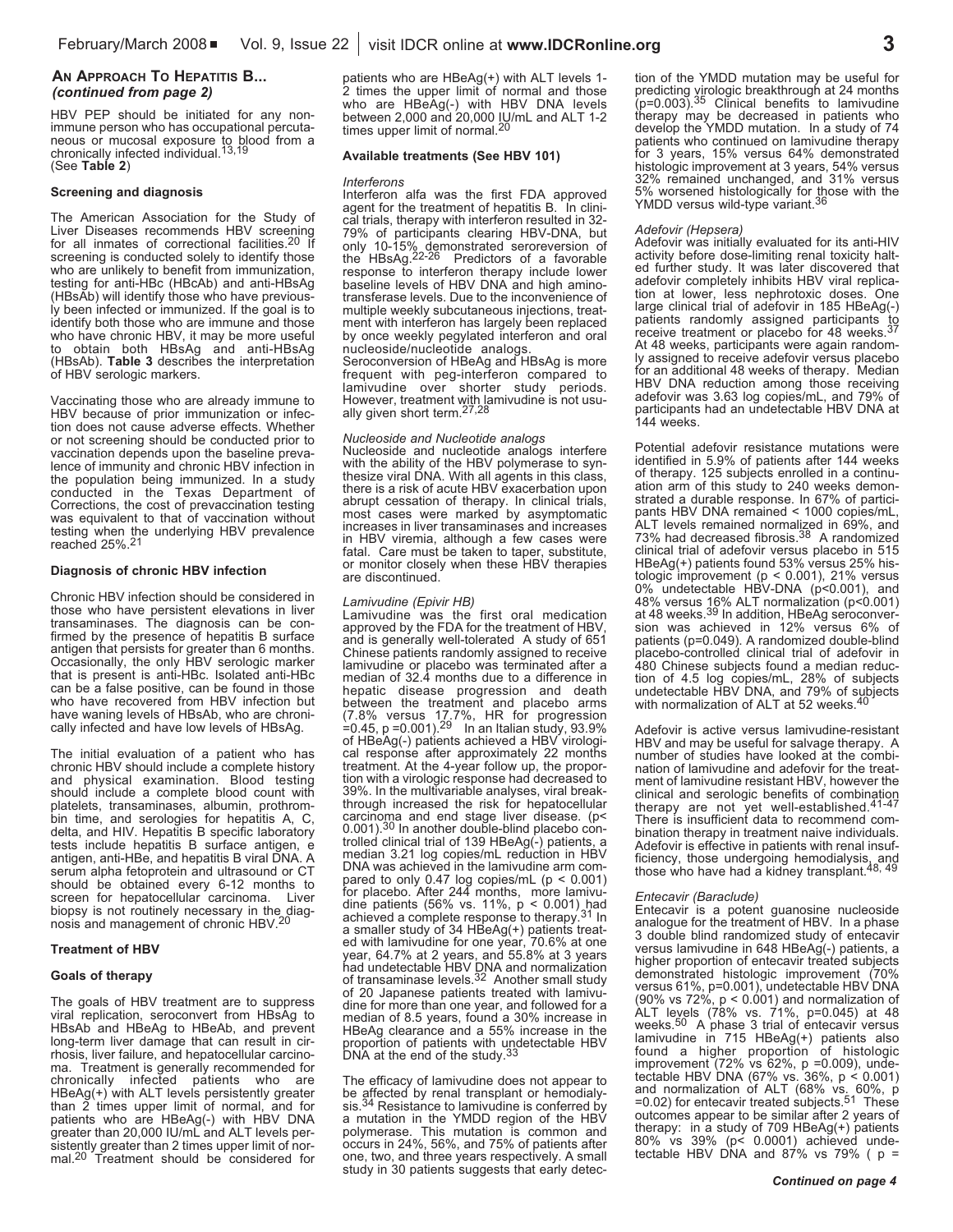## An Approach To Hepatitis B... *(continued from page 2)*

HBV PEP should be initiated for any non-immune person who has occupational percutaneous or mucosal exposure to blood from a chronically infected individual.[13,19] (See **Table 2**)

### Screening and diagnosis

The American Association for the Study of Liver Diseases recommends HBV screening for all inmates of correctional facilities.[20] If screening is conducted solely to identify those who are unlikely to benefit from immunization, testing for anti-HBc (HBcAb) and anti-HBsAg (HBsAb) will identify those who have previously been infected or immunized. If the goal is to identify both those who are immune and those who have chronic HBV, it may be more useful to obtain both HBsAg and anti-HBsAg (HBsAb). **Table 3** describes the interpretation of HBV serologic markers.

Vaccinating those who are already immune to HBV because of prior immunization or infection does not cause adverse effects. Whether or not screening should be conducted prior to vaccination depends upon the baseline prevalence of immunity and chronic HBV infection in the population being immunized. In a study conducted in the Texas Department of Corrections, the cost of prevaccination testing was equivalent to that of vaccination without testing when the underlying HBV prevalence reached 25%.[21]

### Diagnosis of chronic HBV infection

Chronic HBV infection should be considered in those who have persistent elevations in liver transaminases. The diagnosis can be confirmed by the presence of hepatitis B surface antigen that persists for greater than 6 months. Occasionally, the only HBV serologic marker that is present is anti-HBc. Isolated anti-HBc can be a false positive, can be found in those who have recovered from HBV infection but have waning levels of HBsAb, who are chronically infected and have low levels of HBsAg.

The initial evaluation of a patient who has chronic HBV should include a complete history and physical examination. Blood testing should include a complete blood count with platelets, transaminases, albumin, prothrombin time, and serologies for hepatitis A, C, delta, and HIV. Hepatitis B specific laboratory tests include hepatitis B surface antigen, e antigen, anti-HBe, and hepatitis B viral DNA. A serum alpha fetoprotein and ultrasound or CT should be obtained every 6-12 months to screen for hepatocellular carcinoma. Liver biopsy is not routinely necessary in the diagnosis and management of chronic HBV.[20]

### Treatment of HBV

### Goals of therapy

The goals of HBV treatment are to suppress viral replication, seroconvert from HBsAg to HBsAb and HBeAg to HBeAb, and prevent long-term liver damage that can result in cirrhosis, liver failure, and hepatocellular carcinoma. Treatment is generally recommended for chronically infected patients who are HBeAg(+) with ALT levels persistently greater than 2 times upper limit of normal, and for patients who are HBeAg(-) with HBV DNA greater than 20,000 IU/mL and ALT levels persistently greater than 2 times upper limit of normal.[20] Treatment should be considered for patients who are HBeAg(+) with ALT levels 1-2 times the upper limit of normal and those who are HBeAg(-) with HBV DNA levels between 2,000 and 20,000 IU/mL and ALT 1-2 times upper limit of normal.[20]

### Available treatments (See HBV 101)

*Interferons*

Interferon alfa was the first FDA approved agent for the treatment of hepatitis B. In clinical trials, therapy with interferon resulted in 32-79% of participants clearing HBV-DNA, but only 10-15% demonstrated seroreversion of the HBsAg.[22-26] Predictors of a favorable response to interferon therapy include lower baseline levels of HBV DNA and high aminotransferase levels. Due to the inconvenience of multiple weekly subcutaneous injections, treatment with interferon has largely been replaced by once weekly pegylated interferon and oral nucleoside/nucleotide analogs.

Seroconversion of HBeAg and HBsAg is more frequent with peg-interferon compared to lamivudine over shorter study periods. However, treatment with lamivudine is not usually given short term.[27,28]

*Nucleoside and Nucleotide analogs*

Nucleoside and nucleotide analogs interfere with the ability of the HBV polymerase to synthesize viral DNA. With all agents in this class, there is a risk of acute HBV exacerbation upon abrupt cessation of therapy. In clinical trials, most cases were marked by asymptomatic increases in liver transaminases and increases in HBV viremia, although a few cases were fatal. Care must be taken to taper, substitute, or monitor closely when these HBV therapies are discontinued.

*Lamivudine (Epivir HB)*

Lamivudine was the first oral medication approved by the FDA for the treatment of HBV, and is generally well-tolerated A study of 651 Chinese patients randomly assigned to receive lamivudine or placebo was terminated after a median of 32.4 months due to a difference in hepatic disease progression and death between the treatment and placebo arms (7.8% versus 17.7%, HR for progression =0.45, $p = 0.001$).[29] In an Italian study, 93.9% of HBeAg(-) patients achieved a HBV virological response after approximately 22 months treatment. At the 4-year follow up, the proportion with a virologic response had decreased to 39%. In the multivariable analyses, viral breakthrough increased the risk for hepatocellular carcinoma and end stage liver disease. ($p < 0.001$).[30] In another double-blind placebo controlled clinical trial of 139 HBeAg(-) patients, a median 3.21 log copies/mL reduction in HBV DNA was achieved in the lamivudine arm compared to only 0.47 log copies/mL ($p < 0.001$) for placebo. After 244 months, more lamivudine patients (56% vs. 11%, $p < 0.001$) had achieved a complete response to therapy.[31] In a smaller study of 34 HBeAg(+) patients treated with lamivudine for one year, 70.6% at one year, 64.7% at 2 years, and 55.8% at 3 years had undetectable HBV DNA and normalization of transaminase levels.[32] Another small study of 20 Japanese patients treated with lamivudine for more than one year, and followed for a median of 8.5 years, found a 30% increase in HBeAg clearance and a 55% increase in the proportion of patients with undetectable HBV DNA at the end of the study.[33]

The efficacy of lamivudine does not appear to be affected by renal transplant or hemodialysis.[34] Resistance to lamivudine is conferred by a mutation in the YMDD region of the HBV polymerase. This mutation is common and occurs in 24%, 56%, and 75% of patients after one, two, and three years respectively. A small study in 30 patients suggests that early detection of the YMDD mutation may be useful for predicting virologic breakthrough at 24 months ($p=0.003$).[35] Clinical benefits to lamivudine therapy may be decreased in patients who develop the YMDD mutation. In a study of 74 patients who continued on lamivudine therapy for 3 years, 15% versus 64% demonstrated histologic improvement at 3 years, 54% versus 32% remained unchanged, and 31% versus 5% worsened histologically for those with the YMDD versus wild-type variant.[36]

*Adefovir (Hepsera)*

Adefovir was initially evaluated for its anti-HIV activity before dose-limiting renal toxicity halted further study. It was later discovered that adefovir completely inhibits HBV viral replication at lower, less nephrotoxic doses. One large clinical trial of adefovir in 185 HBeAg(-) patients randomly assigned participants to receive treatment or placebo for 48 weeks.[37] At 48 weeks, participants were again randomly assigned to receive adefovir versus placebo for an additional 48 weeks of therapy. Median HBV DNA reduction among those receiving adefovir was 3.63 log copies/mL, and 79% of participants had an undetectable HBV DNA at 144 weeks.

Potential adefovir resistance mutations were identified in 5.9% of patients after 144 weeks of therapy. 125 subjects enrolled in a continuation arm of this study to 240 weeks demonstrated a durable response. In 67% of participants HBV DNA remained < 1000 copies/mL, ALT levels remained normalized in 69%, and 73% had decreased fibrosis.[38] A randomized clinical trial of adefovir versus placebo in 515 HBeAg(+) patients found 53% versus 25% histologic improvement ($p < 0.001$), 21% versus 0% undetectable HBV-DNA ($p<0.001$), and 48% versus 16% ALT normalization ($p<0.001$) at 48 weeks.[39] In addition, HBeAg seroconversion was achieved in 12% versus 6% of patients ($p=0.049$). A randomized double-blind placebo-controlled clinical trial of adefovir in 480 Chinese subjects found a median reduction of 4.5 log copies/mL, 28% of subjects undetectable HBV DNA, and 79% of subjects with normalization of ALT at 52 weeks.[40]

Adefovir is active versus lamivudine-resistant HBV and may be useful for salvage therapy. A number of studies have looked at the combination of lamivudine and adefovir for the treatment of lamivudine resistant HBV, however the clinical and serologic benefits of combination therapy are not yet well-established.[41-47] There is insufficient data to recommend combination therapy in treatment naive individuals. Adefovir is effective in patients with renal insufficiency, those undergoing hemodialysis, and those who have had a kidney transplant.[48, 49]

*Entecavir (Baraclude)*

Entecavir is a potent guanosine nucleoside analogue for the treatment of HBV. In a phase 3 double blind randomized study of entecavir versus lamivudine in 648 HBeAg(-) patients, a higher proportion of entecavir treated subjects demonstrated histologic improvement (70% versus 61%, $p=0.001$), undetectable HBV DNA (90% vs 72%, $p < 0.001$) and normalization of ALT levels (78% vs. 71%, $p=0.045$) at 48 weeks.[50] A phase 3 trial of entecavir versus lamivudine in 715 HBeAg(+) patients also found a higher proportion of histologic improvement (72% vs 62%, $p =0.009$), undetectable HBV DNA (67% vs. 36%, $p < 0.001$) and normalization of ALT (68% vs. 60%, $p =0.02$) for entecavir treated subjects.[51] These outcomes appear to be similar after 2 years of therapy: in a study of 709 HBeAg(+) patients 80% vs 39% ($p< 0.0001$) achieved undetectable HBV DNA and 87% vs 79% ( p =

*Continued on page 4*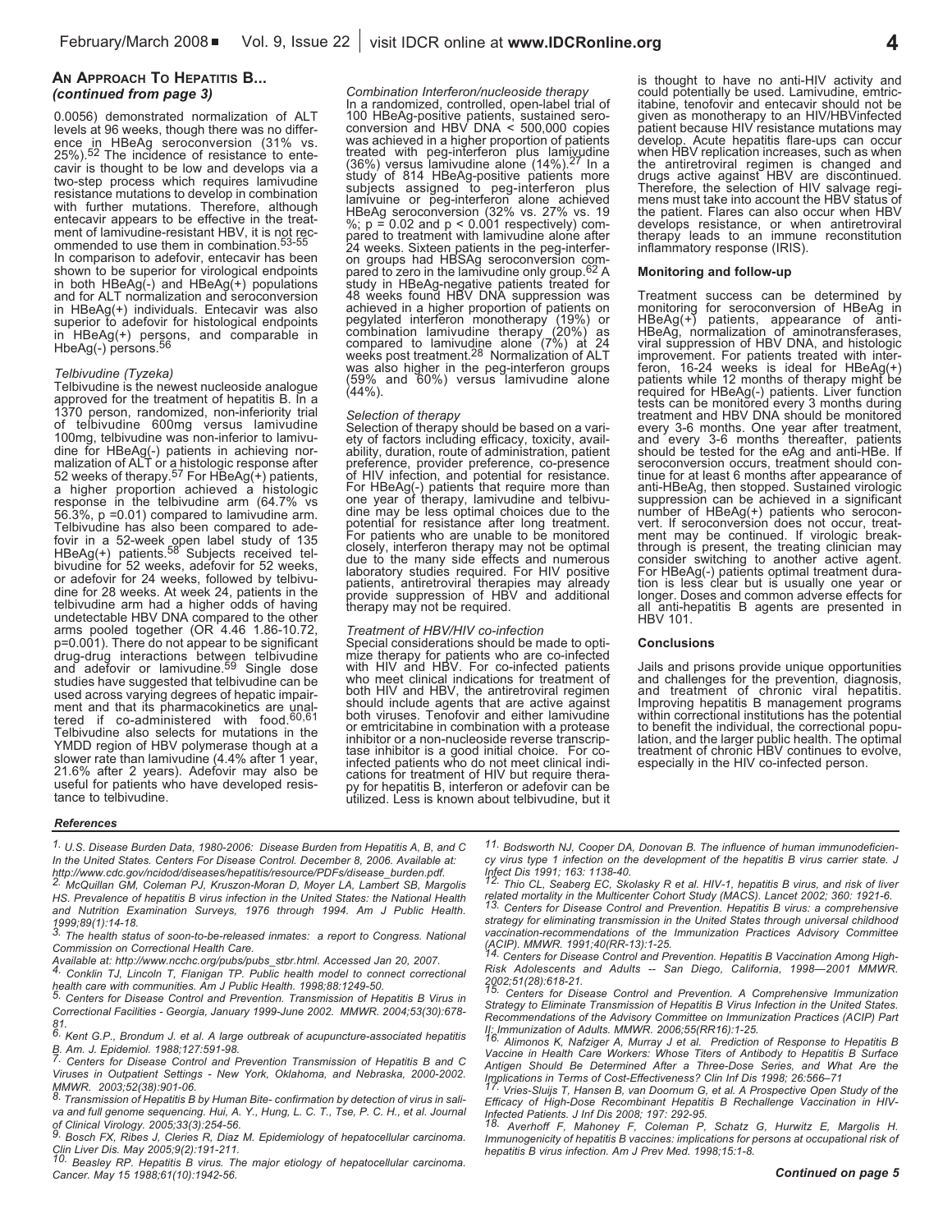## An Approach To Hepatitis B... *(continued from page 3)*

0.0056) demonstrated normalization of ALT levels at 96 weeks, though there was no difference in HBeAg seroconversion (31% vs. 25%).[52] The incidence of resistance to entecavir is thought to be low and develops via a two-step process which requires lamivudine resistance mutations to develop in combination with further mutations. Therefore, although entecavir appears to be effective in the treatment of lamivudine-resistant HBV, it is not recommended to use them in combination.[53-55]

In comparison to adefovir, entecavir has been shown to be superior for virological endpoints in both HBeAg(-) and HBeAg(+) populations and for ALT normalization and seroconversion in HBeAg(+) individuals. Entecavir was also superior to adefovir for histological endpoints in HBeAg(+) persons, and comparable in HbeAg(-) persons.[56]

*Telbivudine (Tyzeka)*

Telbivudine is the newest nucleoside analogue approved for the treatment of hepatitis B. In a 1370 person, randomized, non-inferiority trial of telbivudine 600mg versus lamivudine 100mg, telbivudine was non-inferior to lamivudine for HBeAg(-) patients in achieving normalization of ALT or a histologic response after 52 weeks of therapy.[57] For HBeAg(+) patients, a higher proportion achieved a histologic response in the telbivudine arm (64.7% vs 56.3%, p =0.01) compared to lamivudine arm. Telbivudine has also been compared to adefovir in a 52-week open label study of 135 HBeAg(+) patients.[58] Subjects received telbivudine for 52 weeks, adefovir for 52 weeks, or adefovir for 24 weeks, followed by telbivudine for 28 weeks. At week 24, patients in the telbivudine arm had a higher odds of having undetectable HBV DNA compared to the other arms pooled together (OR 4.46 1.86-10.72, p=0.001). There do not appear to be significant drug-drug interactions between telbivudine and adefovir or lamivudine.[59] Single dose studies have suggested that telbivudine can be used across varying degrees of hepatic impairment and that its pharmacokinetics are unaltered if co-administered with food.[60,61] Telbivudine also selects for mutations in the YMDD region of HBV polymerase though at a slower rate than lamivudine (4.4% after 1 year, 21.6% after 2 years). Adefovir may also be useful for patients who have developed resistance to telbivudine.

*Combination Interferon/nucleoside therapy*

In a randomized, controlled, open-label trial of 100 HBeAg-positive patients, sustained seroconversion and HBV DNA < 500,000 copies was achieved in a higher proportion of patients treated with peg-interferon plus lamivudine (36%) versus lamivudine alone (14%).[27] In a study of 814 HBeAg-positive patients more subjects assigned to peg-interferon plus lamivuine or peg-interferon alone achieved HBeAg seroconversion (32% vs. 27% vs. 19 %; p = 0.02 and p < 0.001 respectively) compared to treatment with lamivudine alone after 24 weeks. Sixteen patients in the peg-interferon groups had HBSAg seroconversion compared to zero in the lamivudine only group.[62] A study in HBeAg-negative patients treated for 48 weeks found HBV DNA suppression was achieved in a higher proportion of patients on pegylated interferon monotherapy (19%) or combination lamivudine therapy (20%) as compared to lamivudine alone (7%) at 24 weeks post treatment.[28] Normalization of ALT was also higher in the peg-interferon groups (59% and 60%) versus lamivudine alone (44%).

*Selection of therapy*

Selection of therapy should be based on a variety of factors including efficacy, toxicity, availability, duration, route of administration, patient preference, provider preference, co-presence of HIV infection, and potential for resistance. For HBeAg(-) patients that require more than one year of therapy, lamivudine and telbivudine may be less optimal choices due to the potential for resistance after long treatment. For patients who are unable to be monitored closely, interferon therapy may not be optimal due to the many side effects and numerous laboratory studies required. For HIV positive patients, antiretroviral therapies may already provide suppression of HBV and additional therapy may not be required.

*Treatment of HBV/HIV co-infection*

Special considerations should be made to optimize therapy for patients who are co-infected with HIV and HBV. For co-infected patients who meet clinical indications for treatment of both HIV and HBV, the antiretroviral regimen should include agents that are active against both viruses. Tenofovir and either lamivudine or emtricitabine in combination with a protease inhibitor or a non-nucleoside reverse transcriptase inhibitor is a good initial choice. For co-infected patients who do not meet clinical indications for treatment of HIV but require therapy for hepatitis B, interferon or adefovir can be utilized. Less is known about telbivudine, but it is thought to have no anti-HIV activity and could potentially be used. Lamivudine, emtricitabine, tenofovir and entecavir should not be given as monotherapy to an HIV/HBVinfected patient because HIV resistance mutations may develop. Acute hepatitis flare-ups can occur when HBV replication increases, such as when the antiretroviral regimen is changed and drugs active against HBV are discontinued. Therefore, the selection of HIV salvage regimens must take into account the HBV status of the patient. Flares can also occur when HBV develops resistance, or when antiretroviral therapy leads to an immune reconstitution inflammatory response (IRIS).

### Monitoring and follow-up

Treatment success can be determined by monitoring for seroconversion of HBeAg in HBeAg(+) patients, appearance of anti-HBeAg, normalization of aminotransferases, viral suppression of HBV DNA, and histologic improvement. For patients treated with interferon, 16-24 weeks is ideal for HBeAg(+) patients while 12 months of therapy might be required for HBeAg(-) patients. Liver function tests can be monitored every 3 months during treatment and HBV DNA should be monitored every 3-6 months. One year after treatment, and every 3-6 months thereafter, patients should be tested for the eAg and anti-HBe. If seroconversion occurs, treatment should continue for at least 6 months after appearance of anti-HBeAg, then stopped. Sustained virologic suppression can be achieved in a significant number of HBeAg(+) patients who seroconvert. If seroconversion does not occur, treatment may be continued. If virologic breakthrough is present, the treating clinician may consider switching to another active agent. For HBeAg(-) patients optimal treatment duration is less clear but is usually one year or longer. Doses and common adverse effects for all anti-hepatitis B agents are presented in HBV 101.

### Conclusions

Jails and prisons provide unique opportunities and challenges for the prevention, diagnosis, and treatment of chronic viral hepatitis. Improving hepatitis B management programs within correctional institutions has the potential to benefit the individual, the correctional population, and the larger public health. The optimal treatment of chronic HBV continues to evolve, especially in the HIV co-infected person.

### References

1. *U.S. Disease Burden Data, 1980-2006: Disease Burden from Hepatitis A, B, and C In the United States. Centers For Disease Control. December 8, 2006. Available at: http://www.cdc.gov/ncidod/diseases/hepatitis/resource/PDFs/disease_burden.pdf.*
2. *McQuillan GM, Coleman PJ, Kruszon-Moran D, Moyer LA, Lambert SB, Margolis HS. Prevalence of hepatitis B virus infection in the United States: the National Health and Nutrition Examination Surveys, 1976 through 1994. Am J Public Health. 1999;89(1):14-18.*
3. *The health status of soon-to-be-released inmates: a report to Congress. National Commission on Correctional Health Care. Available at: http://www.ncchc.org/pubs/pubs_stbr.html. Accessed Jan 20, 2007.*
4. *Conklin TJ, Lincoln T, Flanigan TP. Public health model to connect correctional health care with communities. Am J Public Health. 1998;88:1249-50.*
5. *Centers for Disease Control and Prevention. Transmission of Hepatitis B Virus in Correctional Facilities - Georgia, January 1999-June 2002. MMWR. 2004;53(30):678-81.*
6. *Kent G.P., Brondum J. et al. A large outbreak of acupuncture-associated hepatitis B. Am. J. Epidemiol. 1988;127:591-98.*
7. *Centers for Disease Control and Prevention Transmission of Hepatitis B and C Viruses in Outpatient Settings - New York, Oklahoma, and Nebraska, 2000-2002. MMWR. 2003;52(38):901-06.*
8. *Transmission of Hepatitis B by Human Bite- confirmation by detection of virus in saliva and full genome sequencing. Hui, A. Y., Hung, L. C. T., Tse, P. C. H., et al. Journal of Clinical Virology. 2005;33(3):254-56.*
9. *Bosch FX, Ribes J, Cleries R, Diaz M. Epidemiology of hepatocellular carcinoma. Clin Liver Dis. May 2005;9(2):191-211.*
10. *Beasley RP. Hepatitis B virus. The major etiology of hepatocellular carcinoma. Cancer. May 15 1988;61(10):1942-56.*
11. *Bodsworth NJ, Cooper DA, Donovan B. The influence of human immunodeficiency virus type 1 infection on the development of the hepatitis B virus carrier state. J Infect Dis 1991; 163: 1138-40.*
12. *Thio CL, Seaberg EC, Skolasky R et al. HIV-1, hepatitis B virus, and risk of liver related mortality in the Multicenter Cohort Study (MACS). Lancet 2002; 360: 1921-6.*
13. *Centers for Disease Control and Prevention. Hepatitis B virus: a comprehensive strategy for eliminating transmission in the United States through universal childhood vaccination-recommendations of the Immunization Practices Advisory Committee (ACIP). MMWR. 1991;40(RR-13):1-25.*
14. *Centers for Disease Control and Prevention. Hepatitis B Vaccination Among High-Risk Adolescents and Adults -- San Diego, California, 1998—2001 MMWR. 2002;51(28):618-21.*
15. *Centers for Disease Control and Prevention. A Comprehensive Immunization Strategy to Eliminate Transmission of Hepatitis B Virus Infection in the United States. Recommendations of the Advisory Committee on Immunization Practices (ACIP) Part II: Immunization of Adults. MMWR. 2006;55(RR16):1-25.*
16. *Alimonos K, Nafziger A, Murray J et al. Prediction of Response to Hepatitis B Vaccine in Health Care Workers: Whose Titers of Antibody to Hepatitis B Surface Antigen Should Be Determined After a Three-Dose Series, and What Are the Implications in Terms of Cost-Effectiveness? Clin Inf Dis 1998; 26:566–71*
17. *Vries-Sluijs T, Hansen B, van Doornum G, et al. A Prospective Open Study of the Efficacy of High-Dose Recombinant Hepatitis B Rechallenge Vaccination in HIV-Infected Patients. J Inf Dis 2008; 197: 292-95.*
18. *Averhoff F, Mahoney F, Coleman P, Schatz G, Hurwitz E, Margolis H. Immunogenicity of hepatitis B vaccines: implications for persons at occupational risk of hepatitis B virus infection. Am J Prev Med. 1998;15:1-8.*

***Continued on page 5***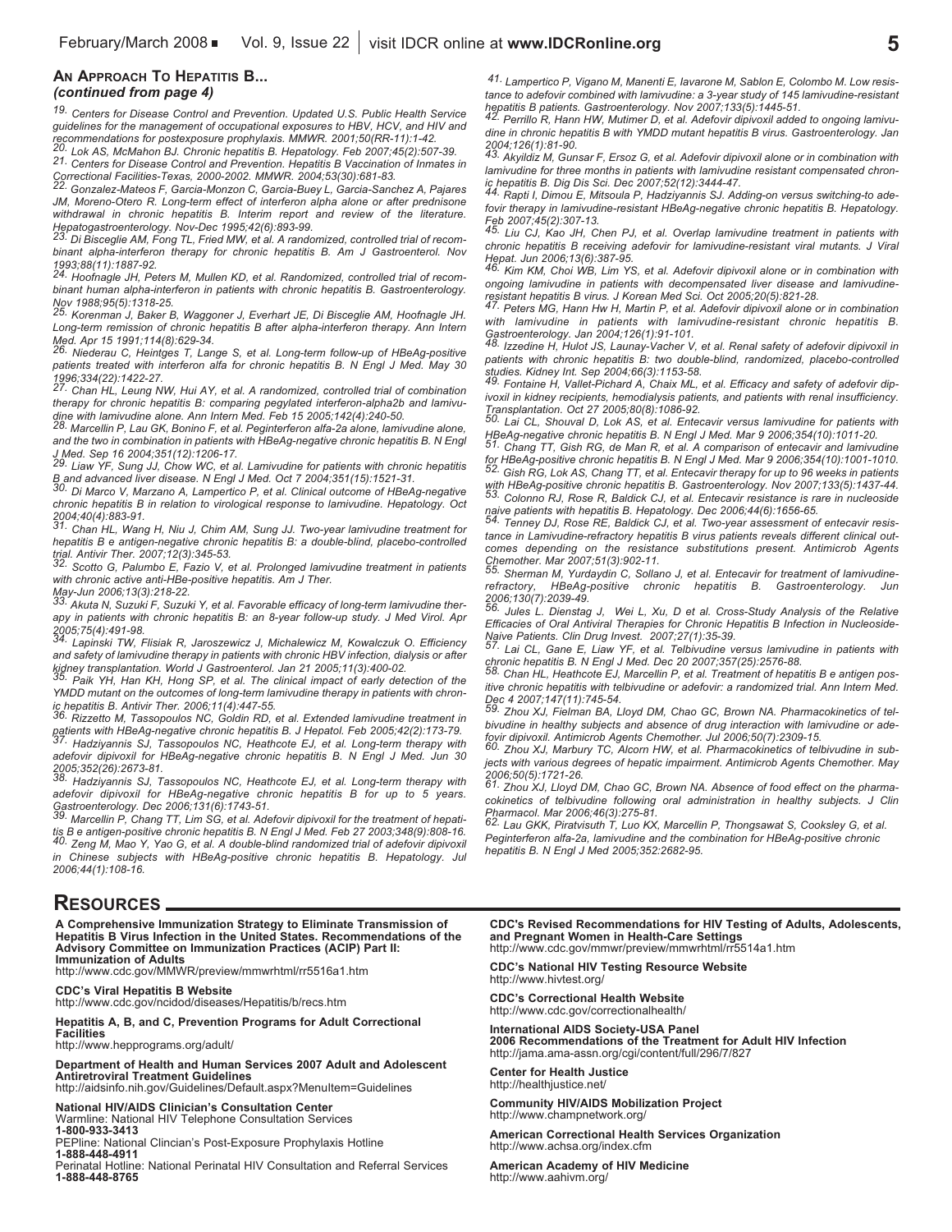### An Approach To Hepatitis B...
*(continued from page 4)*

19. Centers for Disease Control and Prevention. Updated U.S. Public Health Service guidelines for the management of occupational exposures to HBV, HCV, and HIV and recommendations for postexposure prophylaxis. MMWR. 2001;50(RR-11):1-42.

20. Lok AS, McMahon BJ. Chronic hepatitis B. Hepatology. Feb 2007;45(2):507-39.

21. Centers for Disease Control and Prevention. Hepatitis B Vaccination of Inmates in Correctional Facilities-Texas, 2000-2002. MMWR. 2004;53(30):681-83.

22. Gonzalez-Mateos F, Garcia-Monzon C, Garcia-Buey L, Garcia-Sanchez A, Pajares JM, Moreno-Otero R. Long-term effect of interferon alpha alone or after prednisone withdrawal in chronic hepatitis B. Interim report and review of the literature. Hepatogastroenterology. Nov-Dec 1995;42(6):893-99.

23. Di Bisceglie AM, Fong TL, Fried MW, et al. A randomized, controlled trial of recombinant alpha-interferon therapy for chronic hepatitis B. Am J Gastroenterol. Nov 1993;88(11):1887-92.

24. Hoofnagle JH, Peters M, Mullen KD, et al. Randomized, controlled trial of recombinant human alpha-interferon in patients with chronic hepatitis B. Gastroenterology. Nov 1988;95(5):1318-25.

25. Korenman J, Baker B, Waggoner J, Everhart JE, Di Bisceglie AM, Hoofnagle JH. Long-term remission of chronic hepatitis B after alpha-interferon therapy. Ann Intern Med. Apr 15 1991;114(8):629-34.

26. Niederau C, Heintges T, Lange S, et al. Long-term follow-up of HBeAg-positive patients treated with interferon alfa for chronic hepatitis B. N Engl J Med. May 30 1996;334(22):1422-27.

27. Chan HL, Leung NW, Hui AY, et al. A randomized, controlled trial of combination therapy for chronic hepatitis B: comparing pegylated interferon-alpha2b and lamivudine with lamivudine alone. Ann Intern Med. Feb 15 2005;142(4):240-50.

28. Marcellin P, Lau GK, Bonino F, et al. Peginterferon alfa-2a alone, lamivudine alone, and the two in combination in patients with HBeAg-negative chronic hepatitis B. N Engl J Med. Sep 16 2004;351(12):1206-17.

29. Liaw YF, Sung JJ, Chow WC, et al. Lamivudine for patients with chronic hepatitis B and advanced liver disease. N Engl J Med. Oct 7 2004;351(15):1521-31.

30. Di Marco V, Marzano A, Lampertico P, et al. Clinical outcome of HBeAg-negative chronic hepatitis B in relation to virological response to lamivudine. Hepatology. Oct 2004;40(4):883-91.

31. Chan HL, Wang H, Niu J, Chim AM, Sung JJ. Two-year lamivudine treatment for hepatitis B e antigen-negative chronic hepatitis B: a double-blind, placebo-controlled trial. Antivir Ther. 2007;12(3):345-53.

32. Scotto G, Palumbo E, Fazio V, et al. Prolonged lamivudine treatment in patients with chronic active anti-HBe-positive hepatitis. Am J Ther. May-Jun 2006;13(3):218-22.

33. Akuta N, Suzuki F, Suzuki Y, et al. Favorable efficacy of long-term lamivudine therapy in patients with chronic hepatitis B: an 8-year follow-up study. J Med Virol. Apr 2005;75(4):491-98.

34. Lapinski TW, Flisiak R, Jaroszewicz J, Michalewicz M, Kowalczuk O. Efficiency and safety of lamivudine therapy in patients with chronic HBV infection, dialysis or after kidney transplantation. World J Gastroenterol. Jan 21 2005;11(3):400-02.

35. Paik YH, Han KH, Hong SP, et al. The clinical impact of early detection of the YMDD mutant on the outcomes of long-term lamivudine therapy in patients with chronic hepatitis B. Antivir Ther. 2006;11(4):447-55.

36. Rizzetto M, Tassopoulos NC, Goldin RD, et al. Extended lamivudine treatment in patients with HBeAg-negative chronic hepatitis B. J Hepatol. Feb 2005;42(2):173-79.

37. Hadziyannis SJ, Tassopoulos NC, Heathcote EJ, et al. Long-term therapy with adefovir dipivoxil for HBeAg-negative chronic hepatitis B. N Engl J Med. Jun 30 2005;352(26):2673-81.

38. Hadziyannis SJ, Tassopoulos NC, Heathcote EJ, et al. Long-term therapy with adefovir dipivoxil for HBeAg-negative chronic hepatitis B for up to 5 years. Gastroenterology. Dec 2006;131(6):1743-51.

39. Marcellin P, Chang TT, Lim SG, et al. Adefovir dipivoxil for the treatment of hepatitis B e antigen-positive chronic hepatitis B. N Engl J Med. Feb 27 2003;348(9):808-16.

40. Zeng M, Mao Y, Yao G, et al. A double-blind randomized trial of adefovir dipivoxil in Chinese subjects with HBeAg-positive chronic hepatitis B. Hepatology. Jul 2006;44(1):108-16.

41. Lampertico P, Vigano M, Manenti E, Iavarone M, Sablon E, Colombo M. Low resistance to adefovir combined with lamivudine: a 3-year study of 145 lamivudine-resistant hepatitis B patients. Gastroenterology. Nov 2007;133(5):1445-51.

42. Perrillo R, Hann HW, Mutimer D, et al. Adefovir dipivoxil added to ongoing lamivudine in chronic hepatitis B with YMDD mutant hepatitis B virus. Gastroenterology. Jan 2004;126(1):81-90.

43. Akyildiz M, Gunsar F, Ersoz G, et al. Adefovir dipivoxil alone or in combination with lamivudine for three months in patients with lamivudine resistant compensated chronic hepatitis B. Dig Dis Sci. Dec 2007;52(12):3444-47.

44. Rapti I, Dimou E, Mitsoula P, Hadziyannis SJ. Adding-on versus switching-to adefovir therapy in lamivudine-resistant HBeAg-negative chronic hepatitis B. Hepatology. Feb 2007;45(2):307-13.

45. Liu CJ, Kao JH, Chen PJ, et al. Overlap lamivudine treatment in patients with chronic hepatitis B receiving adefovir for lamivudine-resistant viral mutants. J Viral Hepat. Jun 2006;13(6):387-95.

46. Kim KM, Choi WB, Lim YS, et al. Adefovir dipivoxil alone or in combination with ongoing lamivudine in patients with decompensated liver disease and lamivudine-resistant hepatitis B virus. J Korean Med Sci. Oct 2005;20(5):821-28.

47. Peters MG, Hann Hw H, Martin P, et al. Adefovir dipivoxil alone or in combination with lamivudine in patients with lamivudine-resistant chronic hepatitis B. Gastroenterology. Jan 2004;126(1):91-101.

48. Izzedine H, Hulot JS, Launay-Vacher V, et al. Renal safety of adefovir dipivoxil in patients with chronic hepatitis B: two double-blind, randomized, placebo-controlled studies. Kidney Int. Sep 2004;66(3):1153-58.

49. Fontaine H, Vallet-Pichard A, Chaix ML, et al. Efficacy and safety of adefovir dipivoxil in kidney recipients, hemodialysis patients, and patients with renal insufficiency. Transplantation. Oct 27 2005;80(8):1086-92.

50. Lai CL, Shouval D, Lok AS, et al. Entecavir versus lamivudine for patients with HBeAg-negative chronic hepatitis B. N Engl J Med. Mar 9 2006;354(10):1011-20.

51. Chang TT, Gish RG, de Man R, et al. A comparison of entecavir and lamivudine for HBeAg-positive chronic hepatitis B. N Engl J Med. Mar 9 2006;354(10):1001-1010.

52. Gish RG, Lok AS, Chang TT, et al. Entecavir therapy for up to 96 weeks in patients with HBeAg-positive chronic hepatitis B. Gastroenterology. Nov 2007;133(5):1437-44.

53. Colonno RJ, Rose R, Baldick CJ, et al. Entecavir resistance is rare in nucleoside naive patients with hepatitis B. Hepatology. Dec 2006;44(6):1656-65.

54. Tenney DJ, Rose RE, Baldick CJ, et al. Two-year assessment of entecavir resistance in Lamivudine-refractory hepatitis B virus patients reveals different clinical outcomes depending on the resistance substitutions present. Antimicrob Agents Chemother. Mar 2007;51(3):902-11.

55. Sherman M, Yurdaydin C, Sollano J, et al. Entecavir for treatment of lamivudine-refractory, HBeAg-positive chronic hepatitis B. Gastroenterology. Jun 2006;130(7):2039-49.

56. Jules L. Dienstag J, Wei L, Xu, D et al. Cross-Study Analysis of the Relative Efficacies of Oral Antiviral Therapies for Chronic Hepatitis B Infection in Nucleoside-Naive Patients. Clin Drug Invest. 2007;27(1):35-39.

57. Lai CL, Gane E, Liaw YF, et al. Telbivudine versus lamivudine in patients with chronic hepatitis B. N Engl J Med. Dec 20 2007;357(25):2576-88.

58. Chan HL, Heathcote EJ, Marcellin P, et al. Treatment of hepatitis B e antigen positive chronic hepatitis with telbivudine or adefovir: a randomized trial. Ann Intern Med. Dec 4 2007;147(11):745-54.

59. Zhou XJ, Fielman BA, Lloyd DM, Chao GC, Brown NA. Pharmacokinetics of telbivudine in healthy subjects and absence of drug interaction with lamivudine or adefovir dipivoxil. Antimicrob Agents Chemother. Jul 2006;50(7):2309-15.

60. Zhou XJ, Marbury TC, Alcorn HW, et al. Pharmacokinetics of telbivudine in subjects with various degrees of hepatic impairment. Antimicrob Agents Chemother. May 2006;50(5):1721-26.

61. Zhou XJ, Lloyd DM, Chao GC, Brown NA. Absence of food effect on the pharmacokinetics of telbivudine following oral administration in healthy subjects. J Clin Pharmacol. Mar 2006;46(3):275-81.

62. Lau GKK, Piratvisuth T, Luo KX, Marcellin P, Thongsawat S, Cooksley G, et al. Peginterferon alfa-2a, lamivudine and the combination for HBeAg-positive chronic hepatitis B. N Engl J Med 2005;352:2682-95.

## Resources

**A Comprehensive Immunization Strategy to Eliminate Transmission of Hepatitis B Virus Infection in the United States. Recommendations of the Advisory Committee on Immunization Practices (ACIP) Part II: Immunization of Adults**
http://www.cdc.gov/MMWR/preview/mmwrhtml/rr5516a1.htm

**CDC's Viral Hepatitis B Website**
http://www.cdc.gov/ncidod/diseases/Hepatitis/b/recs.htm

**Hepatitis A, B, and C, Prevention Programs for Adult Correctional Facilities**
http://www.hepprograms.org/adult/

**Department of Health and Human Services 2007 Adult and Adolescent Antiretroviral Treatment Guidelines**
http://aidsinfo.nih.gov/Guidelines/Default.aspx?MenuItem=Guidelines

**National HIV/AIDS Clinician's Consultation Center**
Warmline: National HIV Telephone Consultation Services
**1-800-933-3413**
PEPline: National Clincian's Post-Exposure Prophylaxis Hotline
**1-888-448-4911**
Perinatal Hotline: National Perinatal HIV Consultation and Referral Services
**1-888-448-8765**

**CDC's Revised Recommendations for HIV Testing of Adults, Adolescents, and Pregnant Women in Health-Care Settings**
http://www.cdc.gov/mmwr/preview/mmwrhtml/rr5514a1.htm

**CDC's National HIV Testing Resource Website**
http://www.hivtest.org/

**CDC's Correctional Health Website**
http://www.cdc.gov/correctionalhealth/

**International AIDS Society-USA Panel**
**2006 Recommendations of the Treatment for Adult HIV Infection**
http://jama.ama-assn.org/cgi/content/full/296/7/827

**Center for Health Justice**
http://healthjustice.net/

**Community HIV/AIDS Mobilization Project**
http://www.champnetwork.org/

**American Correctional Health Services Organization**
http://www.achsa.org/index.cfm

**American Academy of HIV Medicine**
http://www.aahivm.org/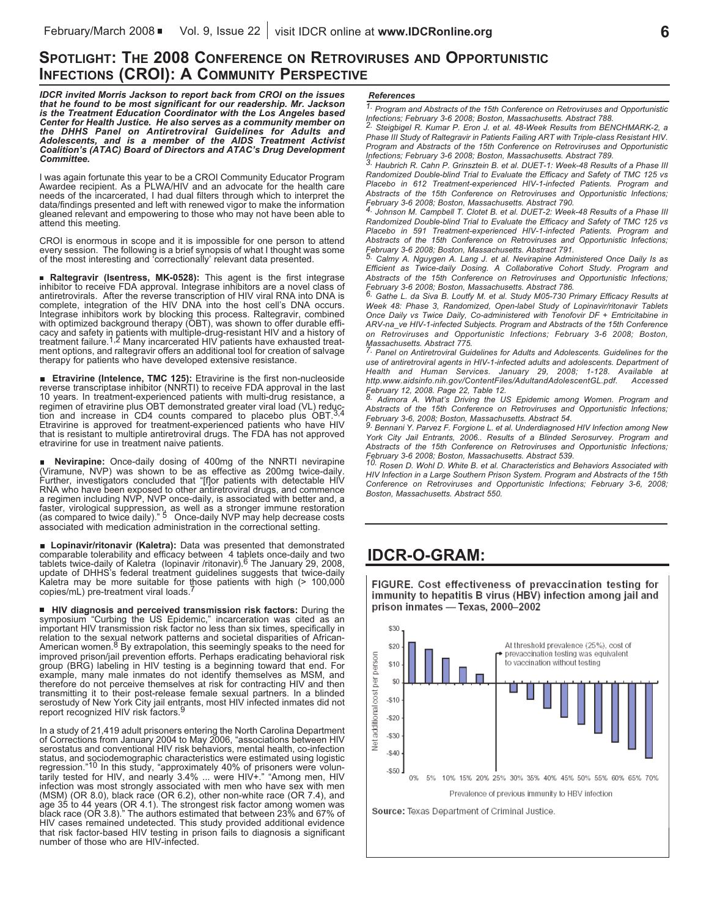## Spotlight: The 2008 Conference on Retroviruses and Opportunistic Infections (CROI): A Community Perspective

***IDCR invited Morris Jackson to report back from CROI on the issues that he found to be most significant for our readership. Mr. Jackson is the Treatment Education Coordinator with the Los Angeles based Center for Health Justice. He also serves as a community member on the DHHS Panel on Antiretroviral Guidelines for Adults and Adolescents, and is a member of the AIDS Treatment Activist Coalition's (ATAC) Board of Directors and ATAC's Drug Development Committee.***

I was again fortunate this year to be a CROI Community Educator Program Awardee recipient. As a PLWA/HIV and an advocate for the health care needs of the incarcerated, I had dual filters through which to interpret the data/findings presented and left with renewed vigor to make the information gleaned relevant and empowering to those who may not have been able to attend this meeting.

CROI is enormous in scope and it is impossible for one person to attend every session. The following is a brief synopsis of what I thought was some of the most interesting and 'correctionally' relevant data presented.

- **Raltegravir (Isentress, MK-0528):** This agent is the first integrase inhibitor to receive FDA approval. Integrase inhibitors are a novel class of antiretrovirals. After the reverse transcription of HIV viral RNA into DNA is complete, integration of the HIV DNA into the host cell's DNA occurs. Integrase inhibitors work by blocking this process. Raltegravir, combined with optimized background therapy (OBT), was shown to offer durable efficacy and safety in patients with multiple-drug-resistant HIV and a history of treatment failure.[1,2] Many incarcerated HIV patients have exhausted treatment options, and raltegravir offers an additional tool for creation of salvage therapy for patients who have developed extensive resistance.

- **Etravirine (Intelence, TMC 125):** Etravirine is the first non-nucleoside reverse transcriptase inhibitor (NNRTI) to receive FDA approval in the last 10 years. In treatment-experienced patients with multi-drug resistance, a regimen of etravirine plus OBT demonstrated greater viral load (VL) reduction and increase in CD4 counts compared to placebo plus OBT.[3,4] Etravirine is approved for treatment-experienced patients who have HIV that is resistant to multiple antiretroviral drugs. The FDA has not approved etravirine for use in treatment naive patients.

- **Nevirapine:** Once-daily dosing of 400mg of the NNRTI nevirapine (Viramune, NVP) was shown to be as effective as 200mg twice-daily. Further, investigators concluded that "[f]or patients with detectable HIV RNA who have been exposed to other antiretroviral drugs, and commence a regimen including NVP, NVP once-daily, is associated with better and, a faster, virological suppression, as well as a stronger immune restoration (as compared to twice daily)."[5] Once-daily NVP may help decrease costs associated with medication administration in the correctional setting.

- **Lopinavir/ritonavir (Kaletra):** Data was presented that demonstrated comparable tolerability and efficacy between 4 tablets once-daily and two tablets twice-daily of Kaletra (lopinavir /ritonavir).[6] The January 29, 2008, update of DHHS's federal treatment guidelines suggests that twice-daily Kaletra may be more suitable for those patients with high (> 100,000 copies/mL) pre-treatment viral loads.[7]

- **HIV diagnosis and perceived transmission risk factors:** During the symposium "Curbing the US Epidemic," incarceration was cited as an important HIV transmission risk factor no less than six times, specifically in relation to the sexual network patterns and societal disparities of African-American women.[8] By extrapolation, this seemingly speaks to the need for improved prison/jail prevention efforts. Perhaps eradicating behavioral risk group (BRG) labeling in HIV testing is a beginning toward that end. For example, many male inmates do not identify themselves as MSM, and therefore do not perceive themselves at risk for contracting HIV and then transmitting it to their post-release female sexual partners. In a blinded serostudy of New York City jail entrants, most HIV infected inmates did not report recognized HIV risk factors.[9]

In a study of 21,419 adult prisoners entering the North Carolina Department of Corrections from January 2004 to May 2006, "associations between HIV serostatus and conventional HIV risk behaviors, mental health, co-infection status, and sociodemographic characteristics were estimated using logistic regression."[10] In this study, "approximately 40% of prisoners were voluntarily tested for HIV, and nearly 3.4% ... were HIV+." "Among men, HIV infection was most strongly associated with men who have sex with men (MSM) (OR 8.0), black race (OR 6.2), other non-white race (OR 7.4), and age 35 to 44 years (OR 4.1). The strongest risk factor among women was black race (OR 3.8)." The authors estimated that between 23% and 67% of HIV cases remained undetected. This study provided additional evidence that risk factor-based HIV testing in prison fails to diagnosis a significant number of those who are HIV-infected.

### References

1. *Program and Abstracts of the 15th Conference on Retroviruses and Opportunistic Infections; February 3-6 2008; Boston, Massachusetts. Abstract 788.*
2. *Steigbigel R. Kumar P. Eron J. et al. 48-Week Results from BENCHMARK-2, a Phase III Study of Raltegravir in Patients Failing ART with Triple-class Resistant HIV. Program and Abstracts of the 15th Conference on Retroviruses and Opportunistic Infections; February 3-6 2008; Boston, Massachusetts. Abstract 789.*
3. *Haubrich R. Cahn P. Grinsztein B. et al. DUET-1: Week-48 Results of a Phase III Randomized Double-blind Trial to Evaluate the Efficacy and Safety of TMC 125 vs Placebo in 612 Treatment-experienced HIV-1-infected Patients. Program and Abstracts of the 15th Conference on Retroviruses and Opportunistic Infections; February 3-6 2008; Boston, Massachusetts. Abstract 790.*
4. *Johnson M. Campbell T. Clotet B. et al. DUET-2: Week-48 Results of a Phase III Randomized Double-blind Trial to Evaluate the Efficacy and Safety of TMC 125 vs Placebo in 591 Treatment-experienced HIV-1-infected Patients. Program and Abstracts of the 15th Conference on Retroviruses and Opportunistic Infections; February 3-6 2008; Boston, Massachusetts. Abstract 791.*
5. *Calmy A. Nguygen A. Lang J. et al. Nevirapine Administered Once Daily Is as Efficient as Twice-daily Dosing. A Collaborative Cohort Study. Program and Abstracts of the 15th Conference on Retroviruses and Opportunistic Infections; February 3-6 2008; Boston, Massachusetts. Abstract 786.*
6. *Gathe L. da Siva B. Loutfy M. et al. Study M05-730 Primary Efficacy Results at Week 48: Phase 3, Randomized, Open-label Study of Lopinavir/ritonavir Tablets Once Daily vs Twice Daily, Co-administered with Tenofovir DF + Emtricitabine in ARV-na_ve HIV-1-infected Subjects. Program and Abstracts of the 15th Conference on Retroviruses and Opportunistic Infections; February 3-6 2008; Boston, Massachusetts. Abstract 775.*
7. *Panel on Antiretroviral Guidelines for Adults and Adolescents. Guidelines for the use of antiretroviral agents in HIV-1-infected adults and adolescents. Department of Health and Human Services. January 29, 2008; 1-128. Available at http.www.aidsinfo.nih.gov/ContentFiles/AdultandAdolescentGL.pdf. Accessed February 12, 2008. Page 22, Table 12.*
8. *Adimora A. What's Driving the US Epidemic among Women. Program and Abstracts of the 15th Conference on Retroviruses and Opportunistic Infections; February 3-6, 2008; Boston, Massachusetts. Abstract 54.*
9. *Bennani Y. Parvez F. Forgione L. et al. Underdiagnosed HIV Infection among New York City Jail Entrants, 2006.. Results of a Blinded Serosurvey. Program and Abstracts of the 15th Conference on Retroviruses and Opportunistic Infections; February 3-6 2008; Boston, Massachusetts. Abstract 539.*
10. *Rosen D. Wohl D. White B. et al. Characteristics and Behaviors Associated with HIV Infection in a Large Southern Prison System. Program and Abstracts of the 15th Conference on Retroviruses and Opportunistic Infections; February 3-6, 2008; Boston, Massachusetts. Abstract 550.*

## IDCR-O-GRAM:

FIGURE. Cost effectiveness of prevaccination testing for immunity to hepatitis B virus (HBV) infection among jail and prison inmates — Texas, 2000–2002

Source: Texas Department of Criminal Justice.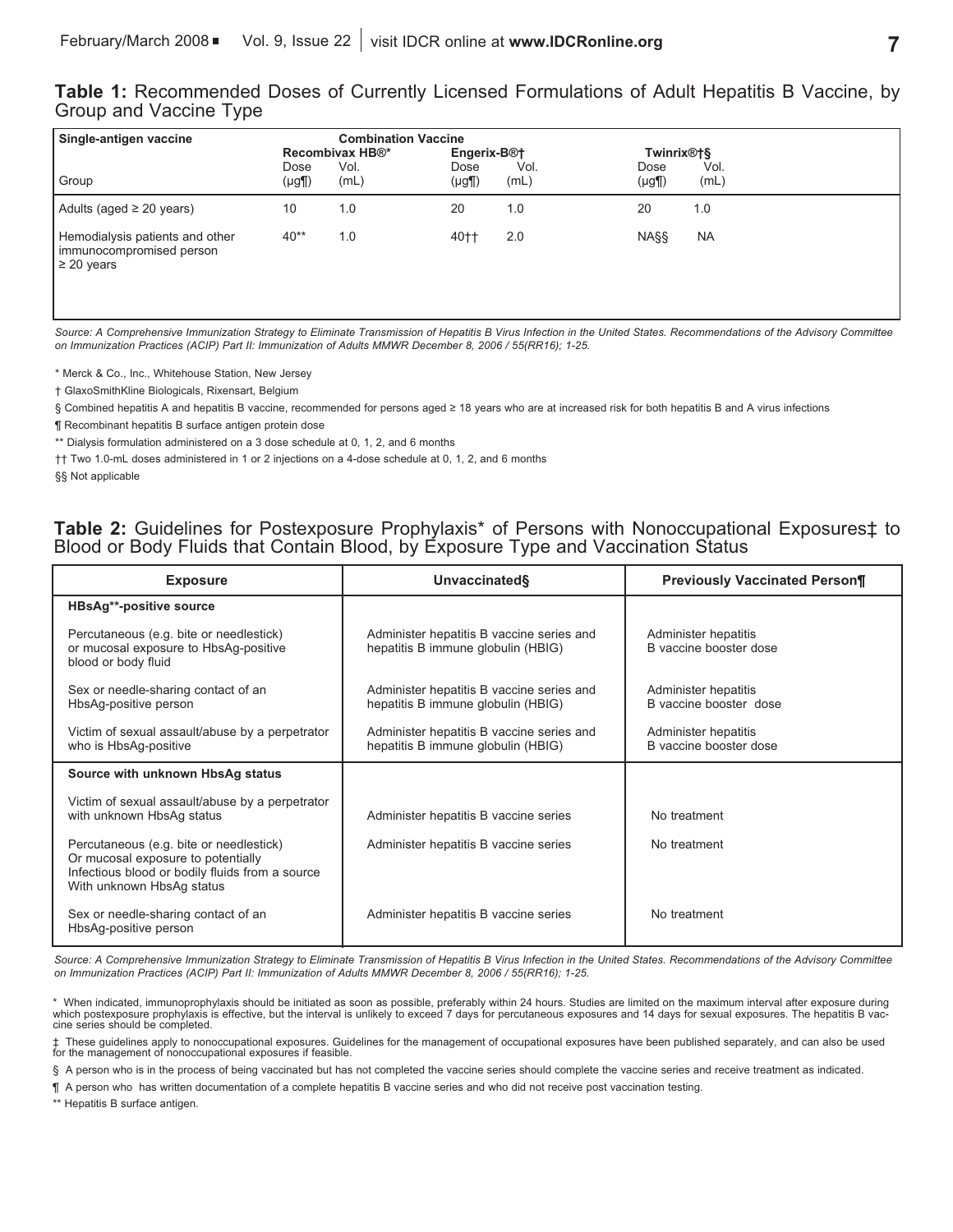**Table 1:** Recommended Doses of Currently Licensed Formulations of Adult Hepatitis B Vaccine, by Group and Vaccine Type

| Single-antigen vaccine | Combination Vaccine | | | | | |
|---|---|---|---|---|---|---|
| | Recombivax HB®* | | Engerix-B®† | | Twinrix®†§ | |
| Group | Dose (µg¶) | Vol. (mL) | Dose (µg¶) | Vol. (mL) | Dose (µg¶) | Vol. (mL) |
| Adults (aged ≥ 20 years) | 10 | 1.0 | 20 | 1.0 | 20 | 1.0 |
| Hemodialysis patients and other immunocompromised person ≥ 20 years | 40** | 1.0 | 40†† | 2.0 | NA§§ | NA |

*Source: A Comprehensive Immunization Strategy to Eliminate Transmission of Hepatitis B Virus Infection in the United States. Recommendations of the Advisory Committee on Immunization Practices (ACIP) Part II: Immunization of Adults MMWR December 8, 2006 / 55(RR16); 1-25.*

\* Merck & Co., Inc., Whitehouse Station, New Jersey

† GlaxoSmithKline Biologicals, Rixensart, Belgium

§ Combined hepatitis A and hepatitis B vaccine, recommended for persons aged ≥ 18 years who are at increased risk for both hepatitis B and A virus infections

¶ Recombinant hepatitis B surface antigen protein dose

** Dialysis formulation administered on a 3 dose schedule at 0, 1, 2, and 6 months

†† Two 1.0-mL doses administered in 1 or 2 injections on a 4-dose schedule at 0, 1, 2, and 6 months

§§ Not applicable

**Table 2:** Guidelines for Postexposure Prophylaxis* of Persons with Nonoccupational Exposures‡ to Blood or Body Fluids that Contain Blood, by Exposure Type and Vaccination Status

| Exposure | Unvaccinated§ | Previously Vaccinated Person¶ |
|---|---|---|
| **HBsAg**-positive source** | | |
| Percutaneous (e.g. bite or needlestick) or mucosal exposure to HbsAg-positive blood or body fluid | Administer hepatitis B vaccine series and hepatitis B immune globulin (HBIG) | Administer hepatitis B vaccine booster dose |
| Sex or needle-sharing contact of an HbsAg-positive person | Administer hepatitis B vaccine series and hepatitis B immune globulin (HBIG) | Administer hepatitis B vaccine booster dose |
| Victim of sexual assault/abuse by a perpetrator who is HbsAg-positive | Administer hepatitis B vaccine series and hepatitis B immune globulin (HBIG) | Administer hepatitis B vaccine booster dose |
| **Source with unknown HbsAg status** | | |
| Victim of sexual assault/abuse by a perpetrator with unknown HbsAg status | Administer hepatitis B vaccine series | No treatment |
| Percutaneous (e.g. bite or needlestick) Or mucosal exposure to potentially Infectious blood or bodily fluids from a source With unknown HbsAg status | Administer hepatitis B vaccine series | No treatment |
| Sex or needle-sharing contact of an HbsAg-positive person | Administer hepatitis B vaccine series | No treatment |

*Source: A Comprehensive Immunization Strategy to Eliminate Transmission of Hepatitis B Virus Infection in the United States. Recommendations of the Advisory Committee on Immunization Practices (ACIP) Part II: Immunization of Adults MMWR December 8, 2006 / 55(RR16); 1-25.*

\* When indicated, immunoprophylaxis should be initiated as soon as possible, preferably within 24 hours. Studies are limited on the maximum interval after exposure during which postexposure prophylaxis is effective, but the interval is unlikely to exceed 7 days for percutaneous exposures and 14 days for sexual exposures. The hepatitis B vaccine series should be completed.

‡ These guidelines apply to nonoccupational exposures. Guidelines for the management of occupational exposures have been published separately, and can also be used for the management of nonoccupational exposures if feasible.

§ A person who is in the process of being vaccinated but has not completed the vaccine series should complete the vaccine series and receive treatment as indicated.

¶ A person who has written documentation of a complete hepatitis B vaccine series and who did not receive post vaccination testing.

** Hepatitis B surface antigen.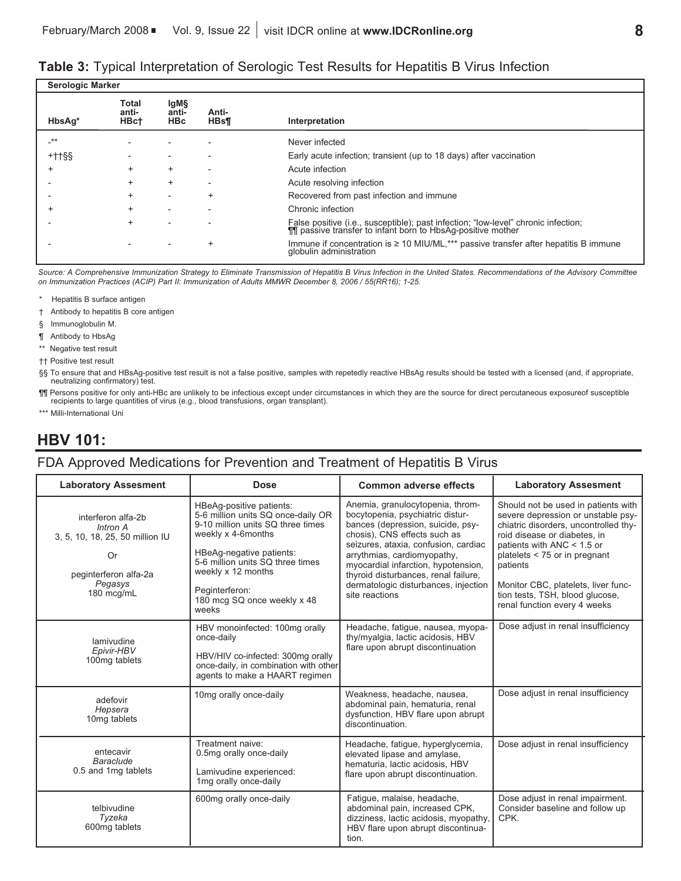**Table 3:** Typical Interpretation of Serologic Test Results for Hepatitis B Virus Infection

| Serologic Marker | | | | |
|---|---|---|---|---|
| **HbsAg*** | **Total anti-HBc†** | **IgM§ anti-HBc** | **Anti-HBs¶** | **Interpretation** |
| -** | - | - | - | Never infected |
| +††§§ | - | - | - | Early acute infection; transient (up to 18 days) after vaccination |
| + | + | + | - | Acute infection |
| - | + | + | - | Acute resolving infection |
| - | + | - | + | Recovered from past infection and immune |
| + | + | - | - | Chronic infection |
| - | + | - | - | False positive (i.e., susceptible); past infection; "low-level" chronic infection; ¶¶ passive transfer to infant born to HbsAg-positive mother |
| - | - | - | + | Immune if concentration is ≥ 10 MIU/ML,*** passive transfer after hepatitis B immune globulin administration |

*Source: A Comprehensive Immunization Strategy to Eliminate Transmission of Hepatitis B Virus Infection in the United States. Recommendations of the Advisory Committee on Immunization Practices (ACIP) Part II: Immunization of Adults MMWR December 8, 2006 / 55(RR16); 1-25.*

\* Hepatitis B surface antigen

† Antibody to hepatitis B core antigen

§ Immunoglobulin M.

¶ Antibody to HbsAg

** Negative test result

†† Positive test result

§§ To ensure that and HBsAg-positive test result is not a false positive, samples with repetedly reactive HBsAg results should be tested with a licensed (and, if appropriate, neutralizing confirmatory) test.

¶¶ Persons positive for only anti-HBc are unlikely to be infectious except under circumstances in which they are the source for direct percutaneous exposureof susceptible recipients to large quantities of virus (e.g., blood transfusions, organ transplant).

*** Milli-International Uni

## HBV 101:

### FDA Approved Medications for Prevention and Treatment of Hepatitis B Virus

| Laboratory Assesment | Dose | Common adverse effects | Laboratory Assesment |
|---|---|---|---|
| interferon alfa-2b *Intron A* 3, 5, 10, 18, 25, 50 million IU Or peginterferon alfa-2a *Pegasys* 180 mcg/mL | HBeAg-positive patients: 5-6 million units SQ once-daily OR 9-10 million units SQ three times weekly x 4-6months HBeAg-negative patients: 5-6 million units SQ three times weekly x 12 months Peginterferon: 180 mcg SQ once weekly x 48 weeks | Anemia, granulocytopenia, thrombocytopenia, psychiatric disturbances (depression, suicide, psychosis), CNS effects such as seizures, ataxia, confusion, cardiac arrythmias, cardiomyopathy, myocardial infarction, hypotension, thyroid disturbances, renal failure, dermatologic disturbances, injection site reactions | Should not be used in patients with severe depression or unstable psychiatric disorders, uncontrolled thyroid disease or diabetes, in patients with ANC < 1.5 or platelets < 75 or in pregnant patients Monitor CBC, platelets, liver function tests, TSH, blood glucose, renal function every 4 weeks |
| lamivudine *Epivir-HBV* 100mg tablets | HBV monoinfected: 100mg orally once-daily HBV/HIV co-infected: 300mg orally once-daily, in combination with other agents to make a HAART regimen | Headache, fatigue, nausea, myopathy/myalgia, lactic acidosis, HBV flare upon abrupt discontinuation | Dose adjust in renal insufficiency |
| adefovir *Hepsera* 10mg tablets | 10mg orally once-daily | Weakness, headache, nausea, abdominal pain, hematuria, renal dysfunction, HBV flare upon abrupt discontinuation. | Dose adjust in renal insufficiency |
| entecavir *Baraclude* 0.5 and 1mg tablets | Treatment naive: 0.5mg orally once-daily Lamivudine experienced: 1mg orally once-daily | Headache, fatigue, hyperglycemia, elevated lipase and amylase, hematuria, lactic acidosis, HBV flare upon abrupt discontinuation. | Dose adjust in renal insufficiency |
| telbivudine *Tyzeka* 600mg tablets | 600mg orally once-daily | Fatigue, malaise, headache, abdominal pain, increased CPK, dizziness, lactic acidosis, myopathy, HBV flare upon abrupt discontinuation. | Dose adjust in renal impairment. Consider baseline and follow up CPK. |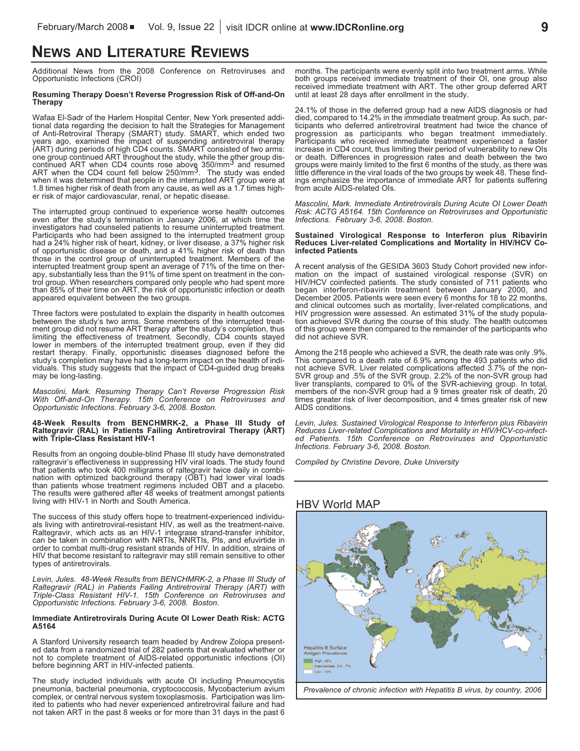# NEWS AND LITERATURE REVIEWS

Additional News from the 2008 Conference on Retroviruses and Opportunistic Infections (CROI)

### Resuming Therapy Doesn't Reverse Progression Risk of Off-and-On Therapy

Wafaa El-Sadr of the Harlem Hospital Center, New York presented additional data regarding the decision to halt the Strategies for Management of Anti-Retroviral Therapy (SMART) study. SMART, which ended two years ago, examined the impact of suspending antiretroviral therapy (ART) during periods of high CD4 counts. SMART consisted of two arms: one group continued ART throughout the study, while the other group discontinued ART when CD4 counts rose above 350/mm$^3$ and resumed ART when the CD4 count fell below 250/mm$^3$. The study was ended when it was determined that people in the interrupted ART group were at 1.8 times higher risk of death from any cause, as well as a 1.7 times higher risk of major cardiovascular, renal, or hepatic disease.

The interrupted group continued to experience worse health outcomes even after the study's termination in January 2006, at which time the investigators had counseled patients to resume uninterrupted treatment. Participants who had been assigned to the interrupted treatment group had a 24% higher risk of heart, kidney, or liver disease, a 37% higher risk of opportunistic disease or death, and a 41% higher risk of death than those in the control group of uninterrupted treatment. Members of the interrupted treatment group spent an average of 71% of the time on therapy, substantially less than the 91% of time spent on treatment in the control group. When researchers compared only people who had spent more than 85% of their time on ART, the risk of opportunistic infection or death appeared equivalent between the two groups.

Three factors were postulated to explain the disparity in health outcomes between the study's two arms. Some members of the interrupted treatment group did not resume ART therapy after the study's completion, thus limiting the effectiveness of treatment. Secondly, CD4 counts stayed lower in members of the interrupted treatment group, even if they did restart therapy. Finally, opportunistic diseases diagnosed before the study's completion may have had a long-term impact on the health of individuals. This study suggests that the impact of CD4-guided drug breaks may be long-lasting.

*Mascolini, Mark. Resuming Therapy Can't Reverse Progression Risk With Off-and-On Therapy. 15th Conference on Retroviruses and Opportunistic Infections. February 3-6, 2008. Boston.*

### 48-Week Results from BENCHMRK-2, a Phase III Study of Raltegravir (RAL) in Patients Failing Antiretroviral Therapy (ART) with Triple-Class Resistant HIV-1

Results from an ongoing double-blind Phase III study have demonstrated raltegravir's effectiveness in suppressing HIV viral loads. The study found that patients who took 400 milligrams of raltegravir twice daily in combination with optimized background therapy (OBT) had lower viral loads than patients whose treatment regimens included OBT and a placebo. The results were gathered after 48 weeks of treatment amongst patients living with HIV-1 in North and South America.

The success of this study offers hope to treatment-experienced individuals living with antiretroviral-resistant HIV, as well as the treatment-naive. Raltegravir, which acts as an HIV-1 integrase strand-transfer inhibitor, can be taken in combination with NRTIs, NNRTIs, PIs, and efuvirtide in order to combat multi-drug resistant strands of HIV. In addition, strains of HIV that become resistant to raltegravir may still remain sensitive to other types of antiretrovirals.

*Levin, Jules. 48-Week Results from BENCHMRK-2, a Phase III Study of Raltegravir (RAL) in Patients Failing Antiretroviral Therapy (ART) with Triple-Class Resistant HIV-1. 15th Conference on Retroviruses and Opportunistic Infections. February 3-6, 2008. Boston.*

### Immediate Antiretrovirals During Acute OI Lower Death Risk: ACTG A5164

A Stanford University research team headed by Andrew Zolopa presented data from a randomized trial of 282 patients that evaluated whether or not to complete treatment of AIDS-related opportunistic infections (OI) before beginning ART in HIV-infected patients.

The study included individuals with acute OI including Pneumocystis pneumonia, bacterial pneumonia, cryptococcosis, Mycobacterium avium complex, or central nervous system toxoplasmosis. Participation was limited to patients who had never experienced antiretroviral failure and had not taken ART in the past 8 weeks or for more than 31 days in the past 6 months. The participants were evenly split into two treatment arms. While both groups received immediate treatment of their OI, one group also received immediate treatment with ART. The other group deferred ART until at least 28 days after enrollment in the study.

24.1% of those in the deferred group had a new AIDS diagnosis or had died, compared to 14.2% in the immediate treatment group. As such, participants who deferred antiretroviral treatment had twice the chance of progression as participants who began treatment immediately. Participants who received immediate treatment experienced a faster increase in CD4 count, thus limiting their period of vulnerability to new OIs or death. Differences in progression rates and death between the two groups were mainly limited to the first 6 months of the study, as there was little difference in the viral loads of the two groups by week 48. These findings emphasize the importance of immediate ART for patients suffering from acute AIDS-related OIs.

*Mascolini, Mark. Immediate Antiretrovirals During Acute OI Lower Death Risk: ACTG A5164. 15th Conference on Retroviruses and Opportunistic Infections. February 3-6, 2008. Boston.*

### Sustained Virological Response to Interferon plus Ribavirin Reduces Liver-related Complications and Mortality in HIV/HCV Co-infected Patients

A recent analysis of the GESIDA 3603 Study Cohort provided new information on the impact of sustained virological response (SVR) on HIV/HCV coinfected patients. The study consisted of 711 patients who began interferon-ribavirin treatment between January 2000, and December 2005. Patients were seen every 6 months for 18 to 22 months, and clinical outcomes such as mortality, liver-related complications, and HIV progression were assessed. An estimated 31% of the study population achieved SVR during the course of this study. The health outcomes of this group were then compared to the remainder of the participants who did not achieve SVR.

Among the 218 people who achieved a SVR, the death rate was only .9%. This compared to a death rate of 6.9% among the 493 patients who did not achieve SVR. Liver related complications affected 3.7% of the non-SVR group and .5% of the SVR group. 2.2% of the non-SVR group had liver transplants, compared to 0% of the SVR-achieving group. In total, members of the non-SVR group had a 9 times greater risk of death, 20 times greater risk of liver decomposition, and 4 times greater risk of new AIDS conditions.

*Levin, Jules. Sustained Virological Response to Interferon plus Ribavirin Reduces Liver-related Complications and Mortality in HIV/HCV-co-infected Patients. 15th Conference on Retroviruses and Opportunistic Infections. February 3-6, 2008. Boston.*

*Compiled by Christine Devore, Duke University*

## HBV World MAP

Hepatitis B Surface Antigen Prevalence
- High ≥8%
- Intermediate 2% - 7%
- Low <2%

*Prevalence of chronic infection with Hepatitis B virus, by country, 2006*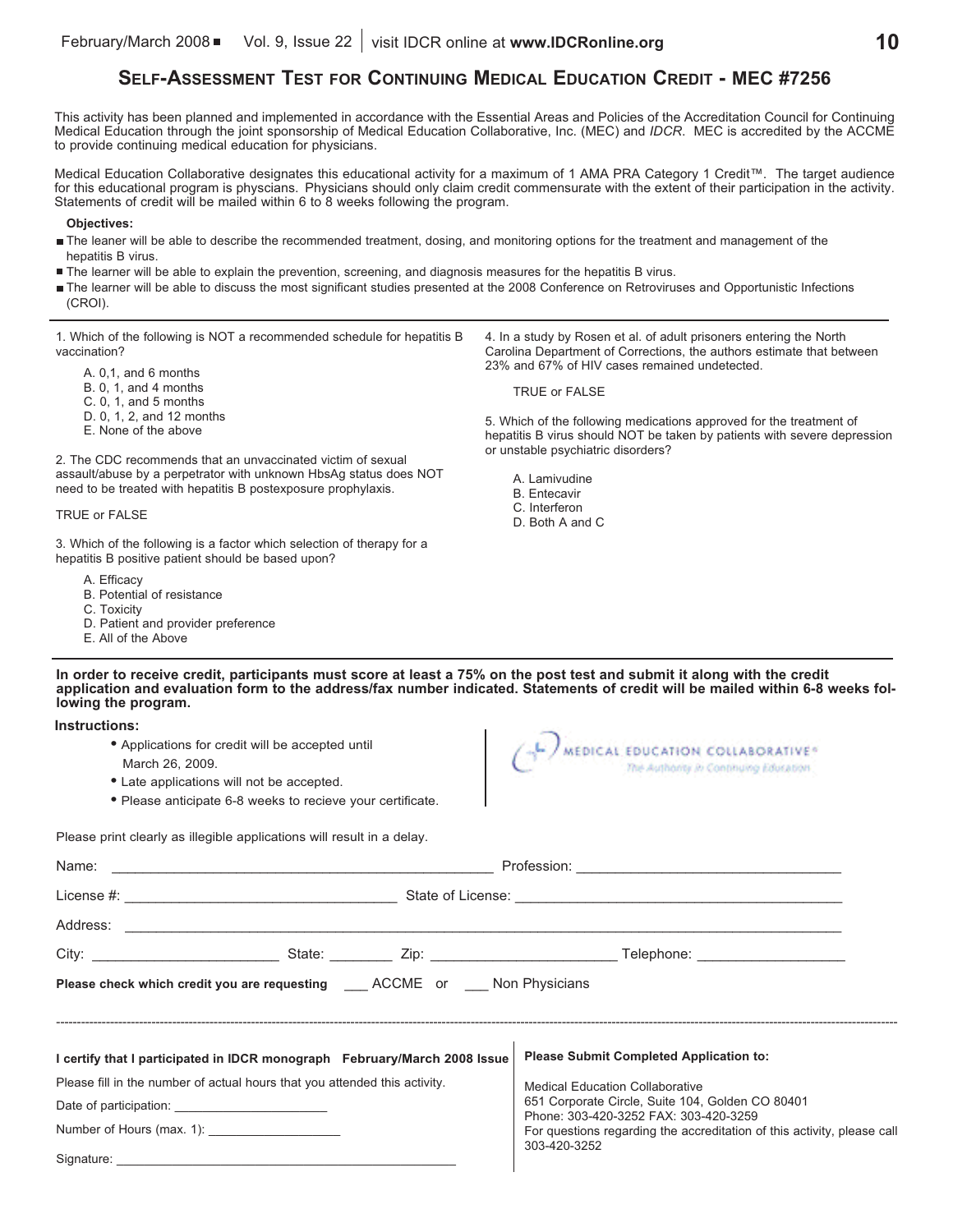# Self-Assessment Test for Continuing Medical Education Credit - MEC #7256

This activity has been planned and implemented in accordance with the Essential Areas and Policies of the Accreditation Council for Continuing Medical Education through the joint sponsorship of Medical Education Collaborative, Inc. (MEC) and *IDCR*. MEC is accredited by the ACCME to provide continuing medical education for physicians.

Medical Education Collaborative designates this educational activity for a maximum of 1 AMA PRA Category 1 Credit™. The target audience for this educational program is physcians. Physicians should only claim credit commensurate with the extent of their participation in the activity. Statements of credit will be mailed within 6 to 8 weeks following the program.

**Objectives:**

- The leaner will be able to describe the recommended treatment, dosing, and monitoring options for the treatment and management of the hepatitis B virus.
- The learner will be able to explain the prevention, screening, and diagnosis measures for the hepatitis B virus.
- The learner will be able to discuss the most significant studies presented at the 2008 Conference on Retroviruses and Opportunistic Infections (CROI).

---

1. Which of the following is NOT a recommended schedule for hepatitis B vaccination?

   A. 0,1, and 6 months
   B. 0, 1, and 4 months
   C. 0, 1, and 5 months
   D. 0, 1, 2, and 12 months
   E. None of the above

2. The CDC recommends that an unvaccinated victim of sexual assault/abuse by a perpetrator with unknown HbsAg status does NOT need to be treated with hepatitis B postexposure prophylaxis.

   TRUE or FALSE

3. Which of the following is a factor which selection of therapy for a hepatitis B positive patient should be based upon?

   A. Efficacy
   B. Potential of resistance
   C. Toxicity
   D. Patient and provider preference
   E. All of the Above

4. In a study by Rosen et al. of adult prisoners entering the North Carolina Department of Corrections, the authors estimate that between 23% and 67% of HIV cases remained undetected.

   TRUE or FALSE

5. Which of the following medications approved for the treatment of hepatitis B virus should NOT be taken by patients with severe depression or unstable psychiatric disorders?

   A. Lamivudine
   B. Entecavir
   C. Interferon
   D. Both A and C

---

**In order to receive credit, participants must score at least a 75% on the post test and submit it along with the credit application and evaluation form to the address/fax number indicated. Statements of credit will be mailed within 6-8 weeks following the program.**

**Instructions:**

- Applications for credit will be accepted until March 26, 2009.
- Late applications will not be accepted.
- Please anticipate 6-8 weeks to recieve your certificate.

MEDICAL EDUCATION COLLABORATIVE®
*The Authority in Continuing Education*

Please print clearly as illegible applications will result in a delay.

Name: ______________________ Profession: ______________________

License #: ______________________ State of License: ______________________

Address: ______________________________________________

City: ______________ State: ________ Zip: ______________ Telephone: ______________

**Please check which credit you are requesting** ___ ACCME or ___ Non Physicians

---

**I certify that I participated in IDCR monograph February/March 2008 Issue**

Please fill in the number of actual hours that you attended this activity.

Date of participation: ______________________

Number of Hours (max. 1): ______________________

Signature: ______________________

**Please Submit Completed Application to:**

Medical Education Collaborative
651 Corporate Circle, Suite 104, Golden CO 80401
Phone: 303-420-3252 FAX: 303-420-3259
For questions regarding the accreditation of this activity, please call 303-420-3252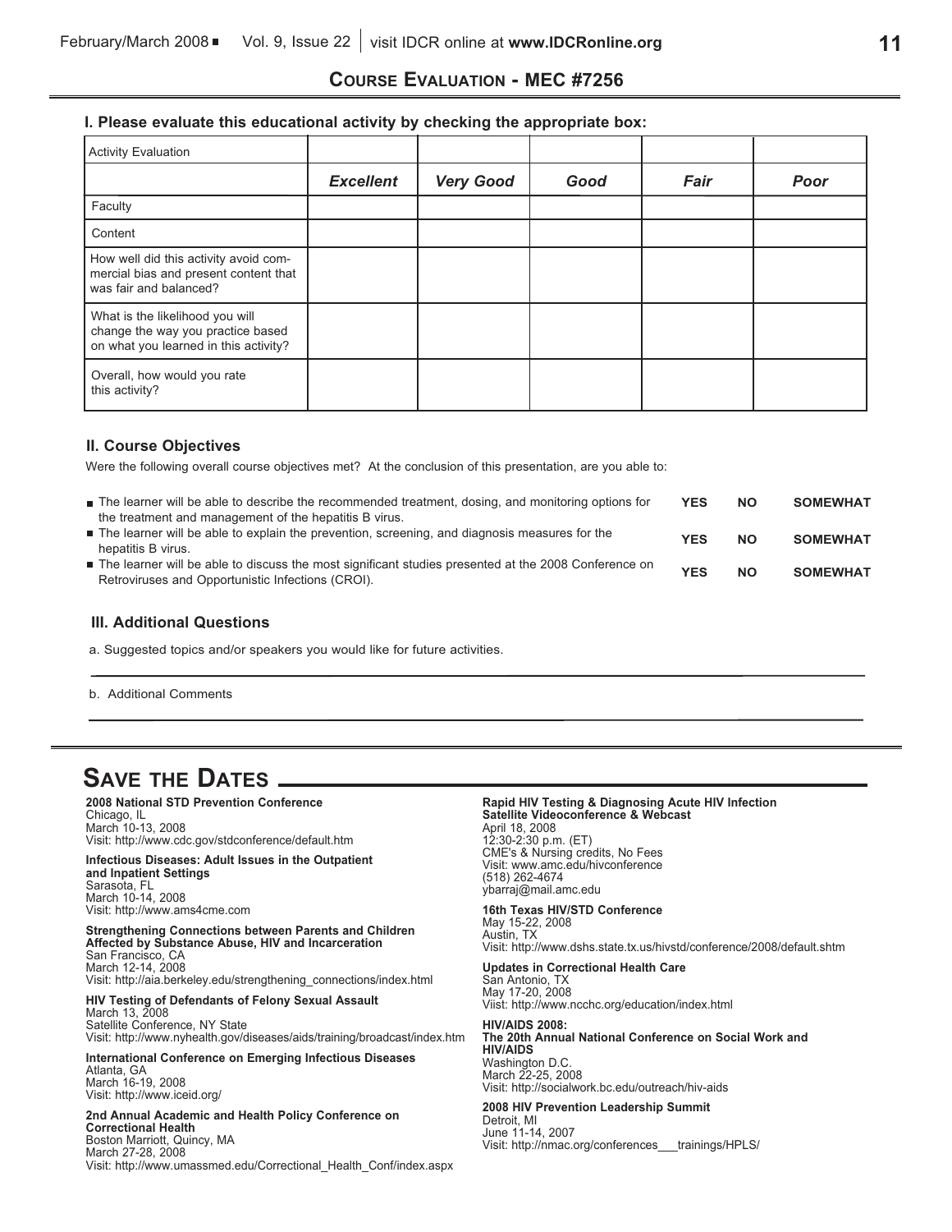## Course Evaluation - MEC #7256

### I. Please evaluate this educational activity by checking the appropriate box:

| Activity Evaluation | | | | | |
|---|---|---|---|---|---|
| | ***Excellent*** | ***Very Good*** | ***Good*** | ***Fair*** | ***Poor*** |
| Faculty | | | | | |
| Content | | | | | |
| How well did this activity avoid commercial bias and present content that was fair and balanced? | | | | | |
| What is the likelihood you will change the way you practice based on what you learned in this activity? | | | | | |
| Overall, how would you rate this activity? | | | | | |

### II. Course Objectives

Were the following overall course objectives met? At the conclusion of this presentation, are you able to:

- The learner will be able to describe the recommended treatment, dosing, and monitoring options for the treatment and management of the hepatitis B virus. **YES NO SOMEWHAT**
- The learner will be able to explain the prevention, screening, and diagnosis measures for the hepatitis B virus. **YES NO SOMEWHAT**
- The learner will be able to discuss the most significant studies presented at the 2008 Conference on Retroviruses and Opportunistic Infections (CROI). **YES NO SOMEWHAT**

### III. Additional Questions

a. Suggested topics and/or speakers you would like for future activities.

b. Additional Comments

## Save the Dates

**2008 National STD Prevention Conference**
Chicago, IL
March 10-13, 2008
Visit: http://www.cdc.gov/stdconference/default.htm

**Infectious Diseases: Adult Issues in the Outpatient and Inpatient Settings**
Sarasota, FL
March 10-14, 2008
Visit: http://www.ams4cme.com

**Strengthening Connections between Parents and Children Affected by Substance Abuse, HIV and Incarceration**
San Francisco, CA
March 12-14, 2008
Visit: http://aia.berkeley.edu/strengthening_connections/index.html

**HIV Testing of Defendants of Felony Sexual Assault**
March 13, 2008
Satellite Conference, NY State
Visit: http://www.nyhealth.gov/diseases/aids/training/broadcast/index.htm

**International Conference on Emerging Infectious Diseases**
Atlanta, GA
March 16-19, 2008
Visit: http://www.iceid.org/

**2nd Annual Academic and Health Policy Conference on Correctional Health**
Boston Marriott, Quincy, MA
March 27-28, 2008
Visit: http://www.umassmed.edu/Correctional_Health_Conf/index.aspx

**Rapid HIV Testing & Diagnosing Acute HIV Infection Satellite Videoconference & Webcast**
April 18, 2008
12:30-2:30 p.m. (ET)
CME's & Nursing credits, No Fees
Visit: www.amc.edu/hivconference
(518) 262-4674
ybarraj@mail.amc.edu

**16th Texas HIV/STD Conference**
May 15-22, 2008
Austin, TX
Visit: http://www.dshs.state.tx.us/hivstd/conference/2008/default.shtm

**Updates in Correctional Health Care**
San Antonio, TX
May 17-20, 2008
Viist: http://www.ncchc.org/education/index.html

**HIV/AIDS 2008: The 20th Annual National Conference on Social Work and HIV/AIDS**
Washington D.C.
March 22-25, 2008
Visit: http://socialwork.bc.edu/outreach/hiv-aids

**2008 HIV Prevention Leadership Summit**
Detroit, MI
June 11-14, 2007
Visit: http://nmac.org/conferences___trainings/HPLS/